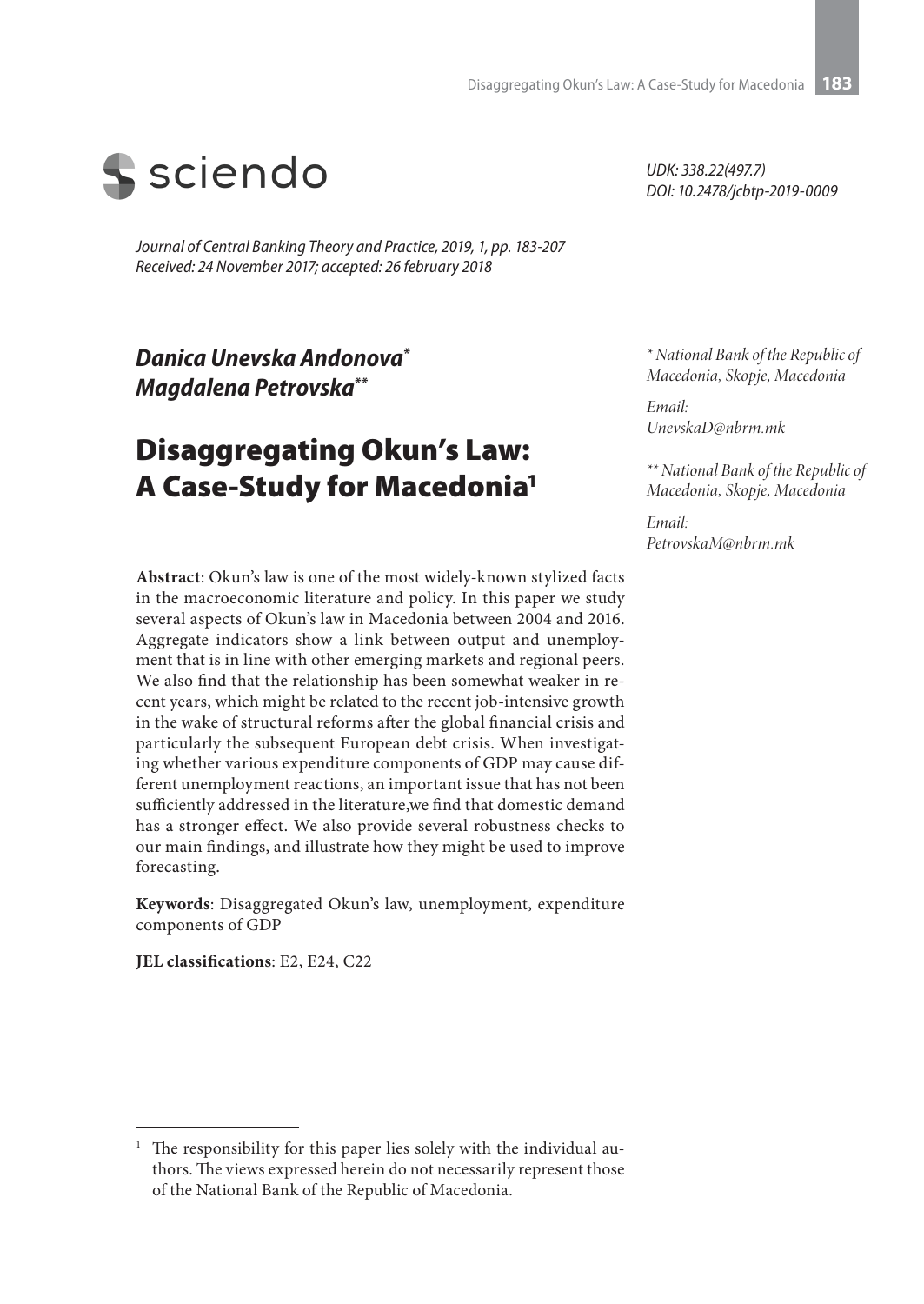sciendo

*UDK: 338.22(497.7)*
*DOI: 10.2478/jcbtp-2019-0009*

*Journal of Central Banking Theory and Practice, 2019, 1, pp. 183-207*
*Received: 24 November 2017; accepted: 26 february 2018*

***Danica Unevska Andonova*** [*]
***Magdalena Petrovska*** [**]

*[*] National Bank of the Republic of Macedonia, Skopje, Macedonia*

*Email: UnevskaD@nbrm.mk*

*[**] National Bank of the Republic of Macedonia, Skopje, Macedonia*

*Email: PetrovskaM@nbrm.mk*

# Disaggregating Okun's Law: A Case-Study for Macedonia[1]

**Abstract**: Okun's law is one of the most widely-known stylized facts in the macroeconomic literature and policy. In this paper we study several aspects of Okun's law in Macedonia between 2004 and 2016. Aggregate indicators show a link between output and unemployment that is in line with other emerging markets and regional peers. We also find that the relationship has been somewhat weaker in recent years, which might be related to the recent job-intensive growth in the wake of structural reforms after the global financial crisis and particularly the subsequent European debt crisis. When investigating whether various expenditure components of GDP may cause different unemployment reactions, an important issue that has not been sufficiently addressed in the literature,we find that domestic demand has a stronger effect. We also provide several robustness checks to our main findings, and illustrate how they might be used to improve forecasting.

**Keywords**: Disaggregated Okun's law, unemployment, expenditure components of GDP

**JEL classifications**: E2, E24, C22

---

[1] The responsibility for this paper lies solely with the individual authors. The views expressed herein do not necessarily represent those of the National Bank of the Republic of Macedonia.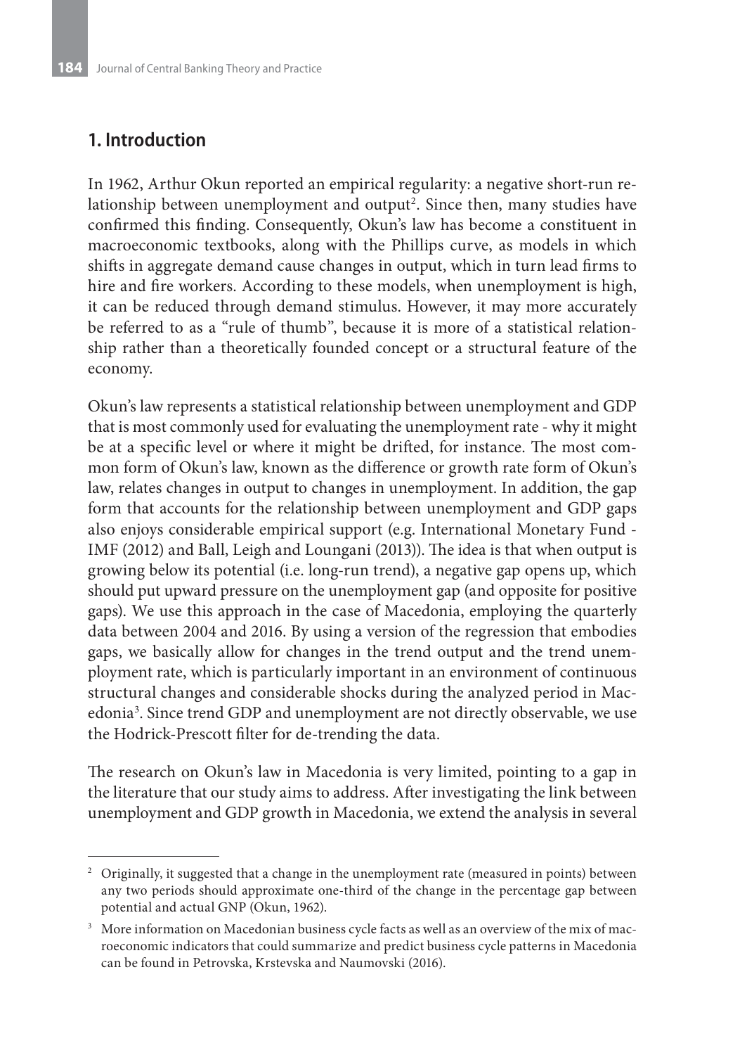## 1. Introduction

In 1962, Arthur Okun reported an empirical regularity: a negative short-run relationship between unemployment and output[2]. Since then, many studies have confirmed this finding. Consequently, Okun's law has become a constituent in macroeconomic textbooks, along with the Phillips curve, as models in which shifts in aggregate demand cause changes in output, which in turn lead firms to hire and fire workers. According to these models, when unemployment is high, it can be reduced through demand stimulus. However, it may more accurately be referred to as a "rule of thumb", because it is more of a statistical relationship rather than a theoretically founded concept or a structural feature of the economy.

Okun's law represents a statistical relationship between unemployment and GDP that is most commonly used for evaluating the unemployment rate - why it might be at a specific level or where it might be drifted, for instance. The most common form of Okun's law, known as the difference or growth rate form of Okun's law, relates changes in output to changes in unemployment. In addition, the gap form that accounts for the relationship between unemployment and GDP gaps also enjoys considerable empirical support (e.g. International Monetary Fund - IMF (2012) and Ball, Leigh and Loungani (2013)). The idea is that when output is growing below its potential (i.e. long-run trend), a negative gap opens up, which should put upward pressure on the unemployment gap (and opposite for positive gaps). We use this approach in the case of Macedonia, employing the quarterly data between 2004 and 2016. By using a version of the regression that embodies gaps, we basically allow for changes in the trend output and the trend unemployment rate, which is particularly important in an environment of continuous structural changes and considerable shocks during the analyzed period in Macedonia[3]. Since trend GDP and unemployment are not directly observable, we use the Hodrick-Prescott filter for de-trending the data.

The research on Okun's law in Macedonia is very limited, pointing to a gap in the literature that our study aims to address. After investigating the link between unemployment and GDP growth in Macedonia, we extend the analysis in several

---

[2] Originally, it suggested that a change in the unemployment rate (measured in points) between any two periods should approximate one-third of the change in the percentage gap between potential and actual GNP (Okun, 1962).

[3] More information on Macedonian business cycle facts as well as an overview of the mix of macroeconomic indicators that could summarize and predict business cycle patterns in Macedonia can be found in Petrovska, Krstevska and Naumovski (2016).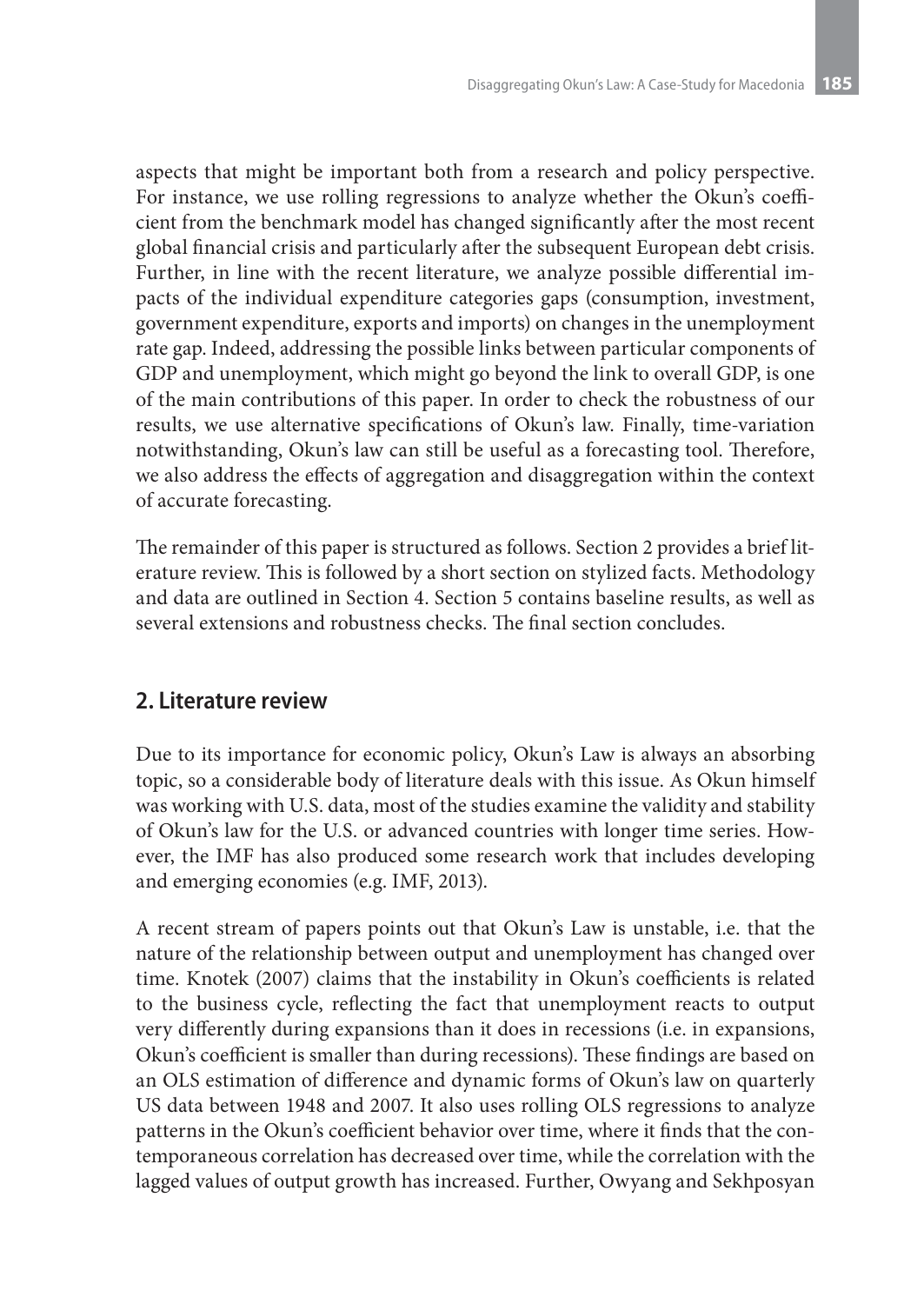aspects that might be important both from a research and policy perspective. For instance, we use rolling regressions to analyze whether the Okun's coefficient from the benchmark model has changed significantly after the most recent global financial crisis and particularly after the subsequent European debt crisis. Further, in line with the recent literature, we analyze possible differential impacts of the individual expenditure categories gaps (consumption, investment, government expenditure, exports and imports) on changes in the unemployment rate gap. Indeed, addressing the possible links between particular components of GDP and unemployment, which might go beyond the link to overall GDP, is one of the main contributions of this paper. In order to check the robustness of our results, we use alternative specifications of Okun's law. Finally, time-variation notwithstanding, Okun's law can still be useful as a forecasting tool. Therefore, we also address the effects of aggregation and disaggregation within the context of accurate forecasting.

The remainder of this paper is structured as follows. Section 2 provides a brief literature review. This is followed by a short section on stylized facts. Methodology and data are outlined in Section 4. Section 5 contains baseline results, as well as several extensions and robustness checks. The final section concludes.

## 2. Literature review

Due to its importance for economic policy, Okun's Law is always an absorbing topic, so a considerable body of literature deals with this issue. As Okun himself was working with U.S. data, most of the studies examine the validity and stability of Okun's law for the U.S. or advanced countries with longer time series. However, the IMF has also produced some research work that includes developing and emerging economies (e.g. IMF, 2013).

A recent stream of papers points out that Okun's Law is unstable, i.e. that the nature of the relationship between output and unemployment has changed over time. Knotek (2007) claims that the instability in Okun's coefficients is related to the business cycle, reflecting the fact that unemployment reacts to output very differently during expansions than it does in recessions (i.e. in expansions, Okun's coefficient is smaller than during recessions). These findings are based on an OLS estimation of difference and dynamic forms of Okun's law on quarterly US data between 1948 and 2007. It also uses rolling OLS regressions to analyze patterns in the Okun's coefficient behavior over time, where it finds that the contemporaneous correlation has decreased over time, while the correlation with the lagged values of output growth has increased. Further, Owyang and Sekhposyan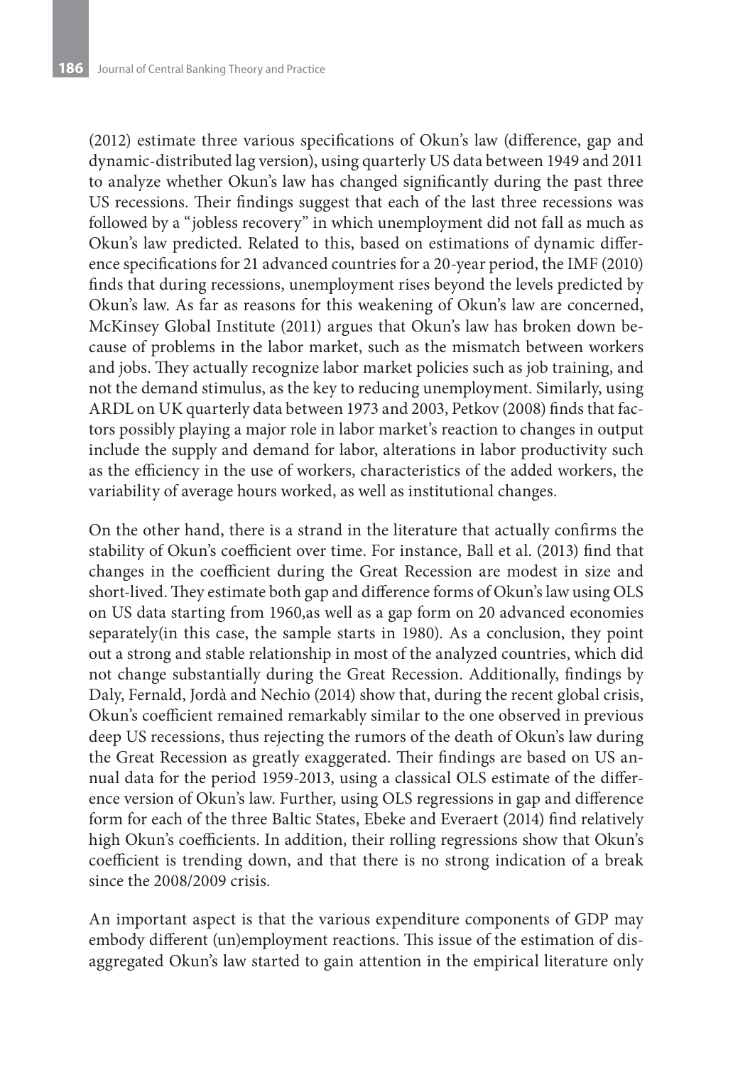(2012) estimate three various specifications of Okun's law (difference, gap and dynamic-distributed lag version), using quarterly US data between 1949 and 2011 to analyze whether Okun's law has changed significantly during the past three US recessions. Their findings suggest that each of the last three recessions was followed by a "jobless recovery" in which unemployment did not fall as much as Okun's law predicted. Related to this, based on estimations of dynamic difference specifications for 21 advanced countries for a 20-year period, the IMF (2010) finds that during recessions, unemployment rises beyond the levels predicted by Okun's law. As far as reasons for this weakening of Okun's law are concerned, McKinsey Global Institute (2011) argues that Okun's law has broken down because of problems in the labor market, such as the mismatch between workers and jobs. They actually recognize labor market policies such as job training, and not the demand stimulus, as the key to reducing unemployment. Similarly, using ARDL on UK quarterly data between 1973 and 2003, Petkov (2008) finds that factors possibly playing a major role in labor market's reaction to changes in output include the supply and demand for labor, alterations in labor productivity such as the efficiency in the use of workers, characteristics of the added workers, the variability of average hours worked, as well as institutional changes.

On the other hand, there is a strand in the literature that actually confirms the stability of Okun's coefficient over time. For instance, Ball et al. (2013) find that changes in the coefficient during the Great Recession are modest in size and short-lived. They estimate both gap and difference forms of Okun's law using OLS on US data starting from 1960,as well as a gap form on 20 advanced economies separately(in this case, the sample starts in 1980). As a conclusion, they point out a strong and stable relationship in most of the analyzed countries, which did not change substantially during the Great Recession. Additionally, findings by Daly, Fernald, Jordà and Nechio (2014) show that, during the recent global crisis, Okun's coefficient remained remarkably similar to the one observed in previous deep US recessions, thus rejecting the rumors of the death of Okun's law during the Great Recession as greatly exaggerated. Their findings are based on US annual data for the period 1959-2013, using a classical OLS estimate of the difference version of Okun's law. Further, using OLS regressions in gap and difference form for each of the three Baltic States, Ebeke and Everaert (2014) find relatively high Okun's coefficients. In addition, their rolling regressions show that Okun's coefficient is trending down, and that there is no strong indication of a break since the 2008/2009 crisis.

An important aspect is that the various expenditure components of GDP may embody different (un)employment reactions. This issue of the estimation of disaggregated Okun's law started to gain attention in the empirical literature only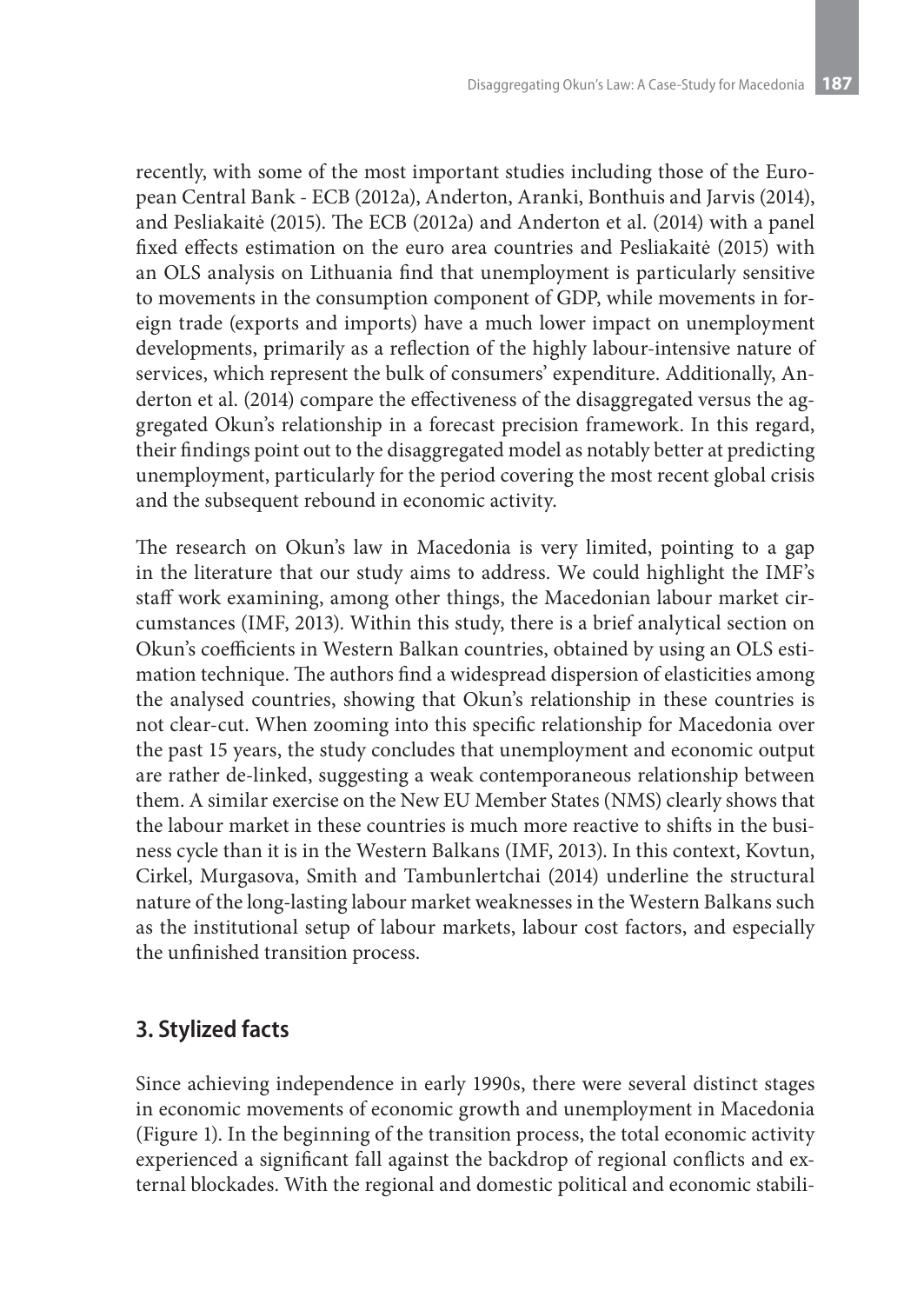recently, with some of the most important studies including those of the European Central Bank - ECB (2012a), Anderton, Aranki, Bonthuis and Jarvis (2014), and Pesliakaitė (2015). The ECB (2012a) and Anderton et al. (2014) with a panel fixed effects estimation on the euro area countries and Pesliakaitė (2015) with an OLS analysis on Lithuania find that unemployment is particularly sensitive to movements in the consumption component of GDP, while movements in foreign trade (exports and imports) have a much lower impact on unemployment developments, primarily as a reflection of the highly labour-intensive nature of services, which represent the bulk of consumers' expenditure. Additionally, Anderton et al. (2014) compare the effectiveness of the disaggregated versus the aggregated Okun's relationship in a forecast precision framework. In this regard, their findings point out to the disaggregated model as notably better at predicting unemployment, particularly for the period covering the most recent global crisis and the subsequent rebound in economic activity.

The research on Okun's law in Macedonia is very limited, pointing to a gap in the literature that our study aims to address. We could highlight the IMF's staff work examining, among other things, the Macedonian labour market circumstances (IMF, 2013). Within this study, there is a brief analytical section on Okun's coefficients in Western Balkan countries, obtained by using an OLS estimation technique. The authors find a widespread dispersion of elasticities among the analysed countries, showing that Okun's relationship in these countries is not clear-cut. When zooming into this specific relationship for Macedonia over the past 15 years, the study concludes that unemployment and economic output are rather de-linked, suggesting a weak contemporaneous relationship between them. A similar exercise on the New EU Member States (NMS) clearly shows that the labour market in these countries is much more reactive to shifts in the business cycle than it is in the Western Balkans (IMF, 2013). In this context, Kovtun, Cirkel, Murgasova, Smith and Tambunlertchai (2014) underline the structural nature of the long-lasting labour market weaknesses in the Western Balkans such as the institutional setup of labour markets, labour cost factors, and especially the unfinished transition process.

## 3. Stylized facts

Since achieving independence in early 1990s, there were several distinct stages in economic movements of economic growth and unemployment in Macedonia (Figure 1). In the beginning of the transition process, the total economic activity experienced a significant fall against the backdrop of regional conflicts and external blockades. With the regional and domestic political and economic stabili-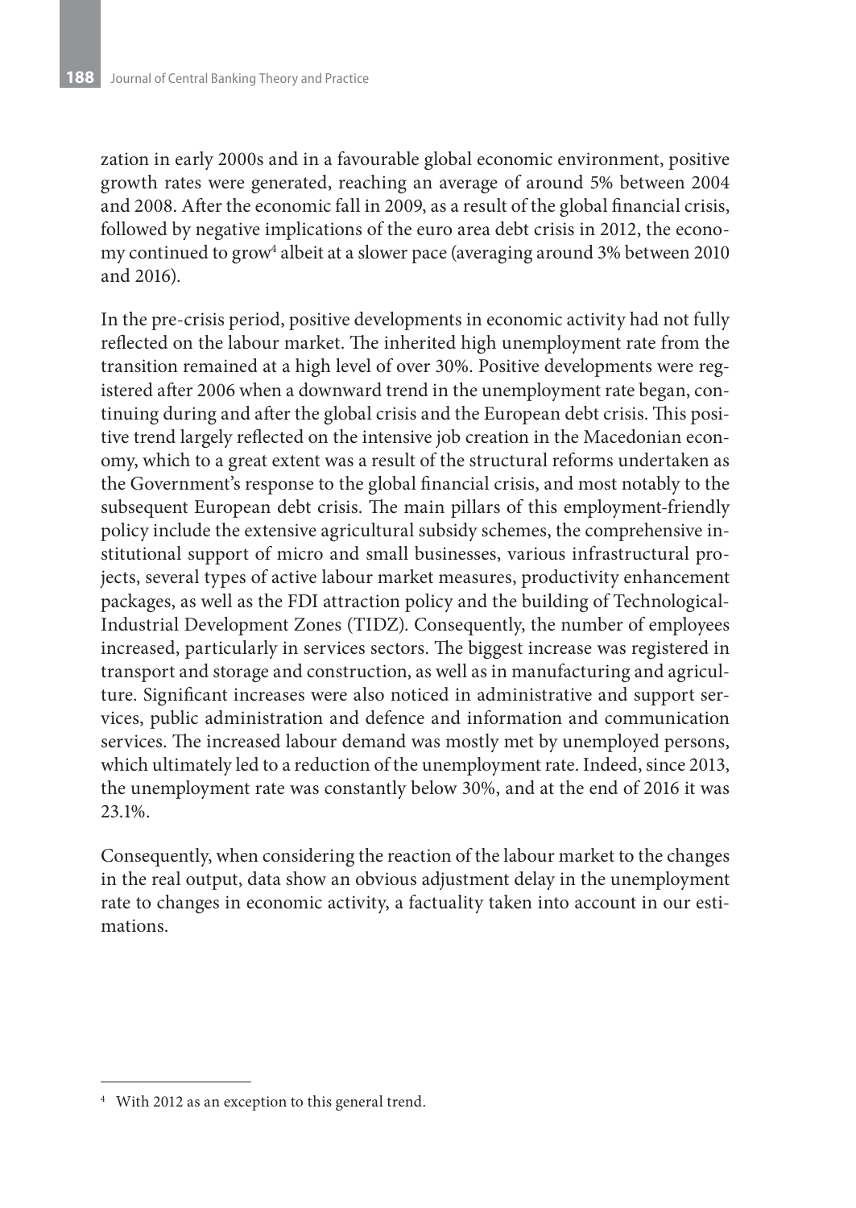zation in early 2000s and in a favourable global economic environment, positive growth rates were generated, reaching an average of around 5% between 2004 and 2008. After the economic fall in 2009, as a result of the global financial crisis, followed by negative implications of the euro area debt crisis in 2012, the economy continued to grow[4] albeit at a slower pace (averaging around 3% between 2010 and 2016).

In the pre-crisis period, positive developments in economic activity had not fully reflected on the labour market. The inherited high unemployment rate from the transition remained at a high level of over 30%. Positive developments were registered after 2006 when a downward trend in the unemployment rate began, continuing during and after the global crisis and the European debt crisis. This positive trend largely reflected on the intensive job creation in the Macedonian economy, which to a great extent was a result of the structural reforms undertaken as the Government's response to the global financial crisis, and most notably to the subsequent European debt crisis. The main pillars of this employment-friendly policy include the extensive agricultural subsidy schemes, the comprehensive institutional support of micro and small businesses, various infrastructural projects, several types of active labour market measures, productivity enhancement packages, as well as the FDI attraction policy and the building of Technological-Industrial Development Zones (TIDZ). Consequently, the number of employees increased, particularly in services sectors. The biggest increase was registered in transport and storage and construction, as well as in manufacturing and agriculture. Significant increases were also noticed in administrative and support services, public administration and defence and information and communication services. The increased labour demand was mostly met by unemployed persons, which ultimately led to a reduction of the unemployment rate. Indeed, since 2013, the unemployment rate was constantly below 30%, and at the end of 2016 it was 23.1%.

Consequently, when considering the reaction of the labour market to the changes in the real output, data show an obvious adjustment delay in the unemployment rate to changes in economic activity, a factuality taken into account in our estimations.

[4] With 2012 as an exception to this general trend.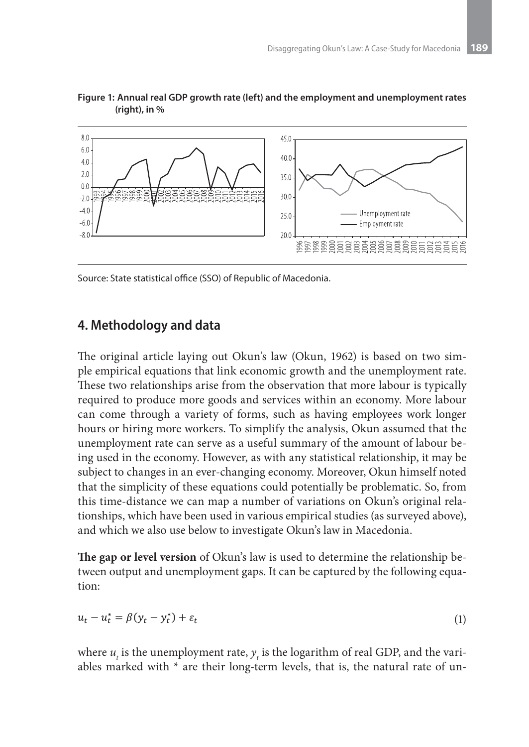**Figure 1: Annual real GDP growth rate (left) and the employment and unemployment rates (right), in %**

Source: State statistical office (SSO) of Republic of Macedonia.

## 4. Methodology and data

The original article laying out Okun's law (Okun, 1962) is based on two simple empirical equations that link economic growth and the unemployment rate. These two relationships arise from the observation that more labour is typically required to produce more goods and services within an economy. More labour can come through a variety of forms, such as having employees work longer hours or hiring more workers. To simplify the analysis, Okun assumed that the unemployment rate can serve as a useful summary of the amount of labour being used in the economy. However, as with any statistical relationship, it may be subject to changes in an ever-changing economy. Moreover, Okun himself noted that the simplicity of these equations could potentially be problematic. So, from this time-distance we can map a number of variations on Okun's original relationships, which have been used in various empirical studies (as surveyed above), and which we also use below to investigate Okun's law in Macedonia.

**The gap or level version** of Okun's law is used to determine the relationship between output and unemployment gaps. It can be captured by the following equation:

$$u_t - u_t^* = \beta(y_t - y_t^*) + \varepsilon_t \tag{1}$$

where $u_t$ is the unemployment rate, $y_t$ is the logarithm of real GDP, and the variables marked with * are their long-term levels, that is, the natural rate of un-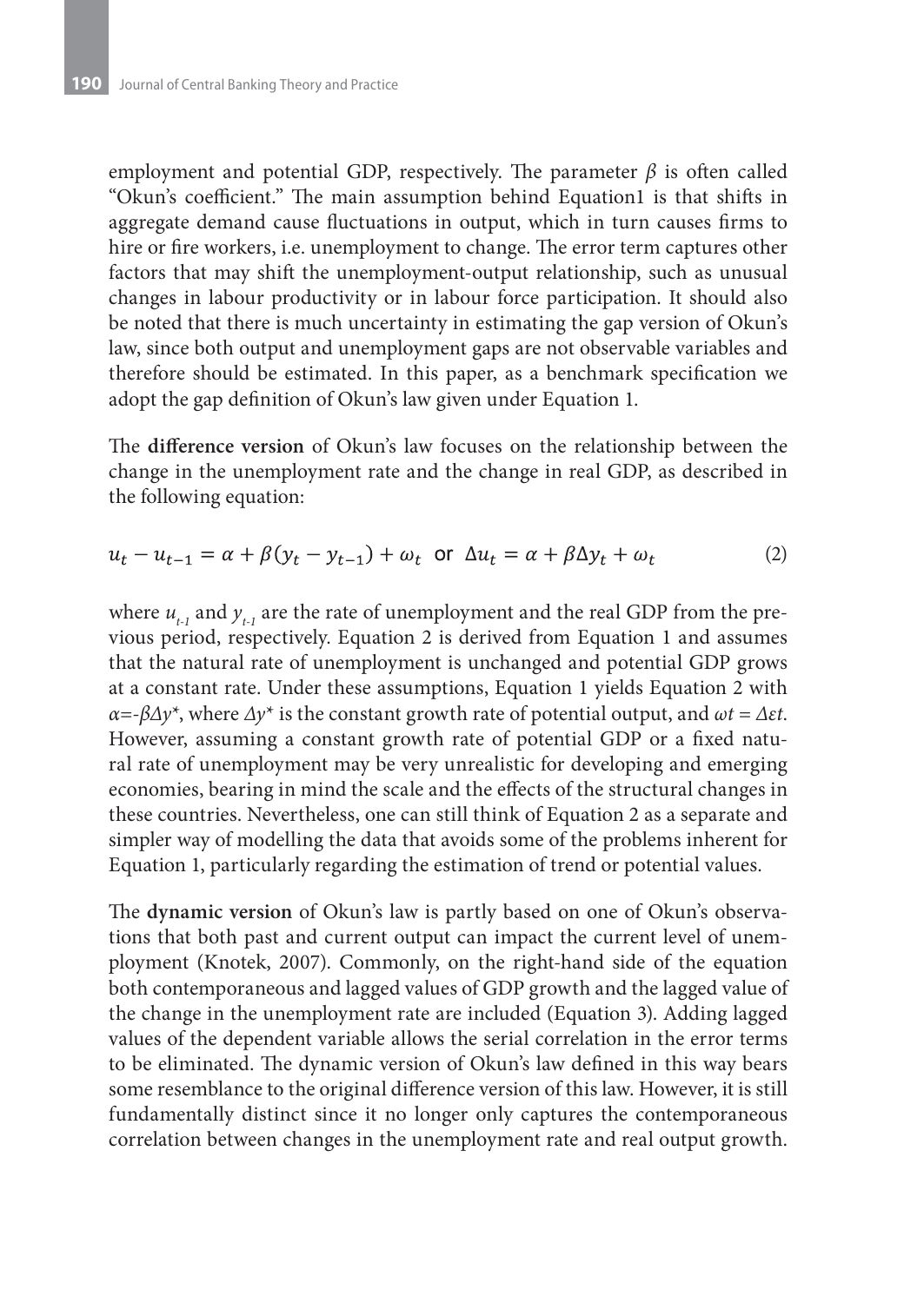employment and potential GDP, respectively. The parameter $\beta$ is often called "Okun's coefficient." The main assumption behind Equation1 is that shifts in aggregate demand cause fluctuations in output, which in turn causes firms to hire or fire workers, i.e. unemployment to change. The error term captures other factors that may shift the unemployment-output relationship, such as unusual changes in labour productivity or in labour force participation. It should also be noted that there is much uncertainty in estimating the gap version of Okun's law, since both output and unemployment gaps are not observable variables and therefore should be estimated. In this paper, as a benchmark specification we adopt the gap definition of Okun's law given under Equation 1.

The **difference version** of Okun's law focuses on the relationship between the change in the unemployment rate and the change in real GDP, as described in the following equation:

$$u_t - u_{t-1} = \alpha + \beta(y_t - y_{t-1}) + \omega_t \text{ or } \Delta u_t = \alpha + \beta \Delta y_t + \omega_t \tag{2}$$

where $u_{t-1}$ and $y_{t-1}$ are the rate of unemployment and the real GDP from the previous period, respectively. Equation 2 is derived from Equation 1 and assumes that the natural rate of unemployment is unchanged and potential GDP grows at a constant rate. Under these assumptions, Equation 1 yields Equation 2 with $\alpha=-\beta\Delta y^*$, where $\Delta y^*$ is the constant growth rate of potential output, and $\omega t = \Delta \varepsilon t$. However, assuming a constant growth rate of potential GDP or a fixed natural rate of unemployment may be very unrealistic for developing and emerging economies, bearing in mind the scale and the effects of the structural changes in these countries. Nevertheless, one can still think of Equation 2 as a separate and simpler way of modelling the data that avoids some of the problems inherent for Equation 1, particularly regarding the estimation of trend or potential values.

The **dynamic version** of Okun's law is partly based on one of Okun's observations that both past and current output can impact the current level of unemployment (Knotek, 2007). Commonly, on the right-hand side of the equation both contemporaneous and lagged values of GDP growth and the lagged value of the change in the unemployment rate are included (Equation 3). Adding lagged values of the dependent variable allows the serial correlation in the error terms to be eliminated. The dynamic version of Okun's law defined in this way bears some resemblance to the original difference version of this law. However, it is still fundamentally distinct since it no longer only captures the contemporaneous correlation between changes in the unemployment rate and real output growth.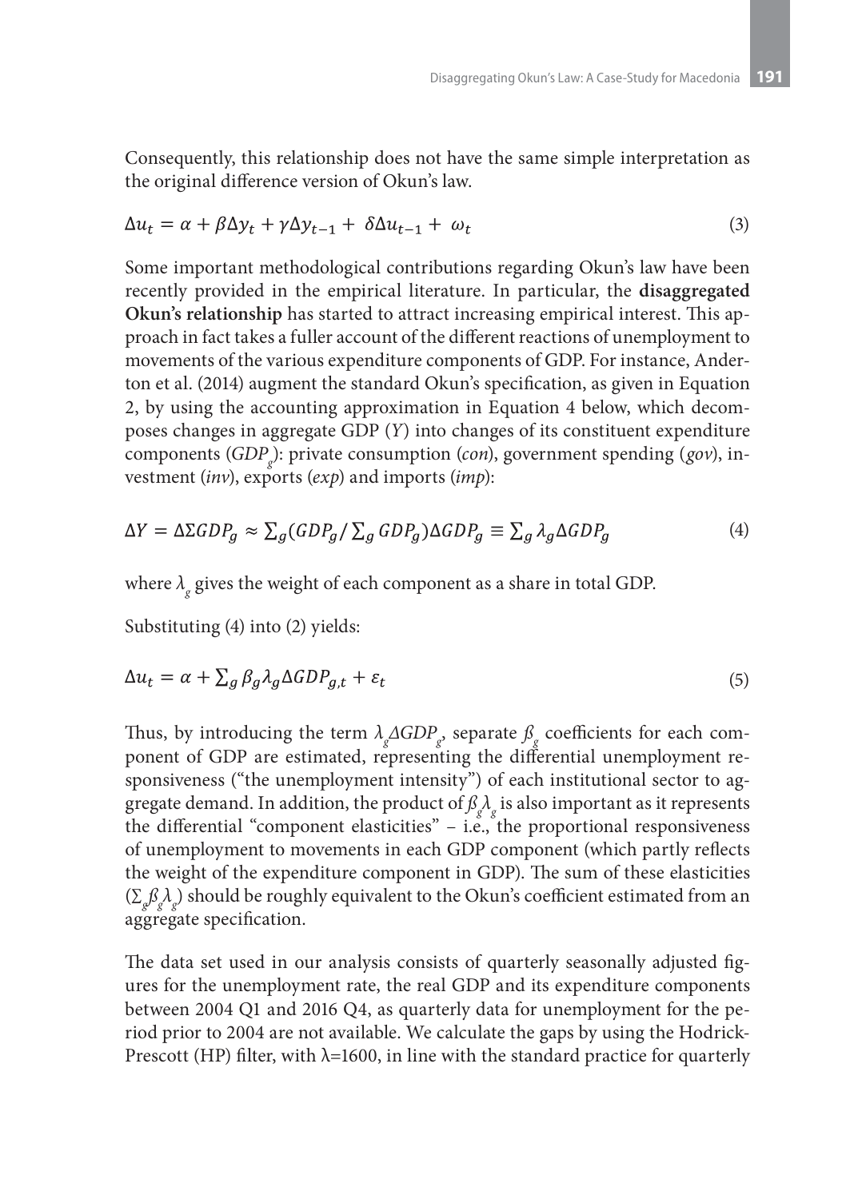Consequently, this relationship does not have the same simple interpretation as the original difference version of Okun's law.

$$\Delta u_t = \alpha + \beta \Delta y_t + \gamma \Delta y_{t-1} + \delta \Delta u_{t-1} + \omega_t \tag{3}$$

Some important methodological contributions regarding Okun's law have been recently provided in the empirical literature. In particular, the **disaggregated Okun's relationship** has started to attract increasing empirical interest. This approach in fact takes a fuller account of the different reactions of unemployment to movements of the various expenditure components of GDP. For instance, Anderton et al. (2014) augment the standard Okun's specification, as given in Equation 2, by using the accounting approximation in Equation 4 below, which decomposes changes in aggregate GDP (*Y*) into changes of its constituent expenditure components ($GDP_g$): private consumption (*con*), government spending (*gov*), investment (*inv*), exports (*exp*) and imports (*imp*):

$$\Delta Y = \Delta \Sigma GDP_g \approx \sum_g (GDP_g / \sum_g GDP_g) \Delta GDP_g \equiv \sum_g \lambda_g \Delta GDP_g \tag{4}$$

where $\lambda_g$ gives the weight of each component as a share in total GDP.

Substituting (4) into (2) yields:

$$\Delta u_t = \alpha + \sum_g \beta_g \lambda_g \Delta GDP_{g,t} + \varepsilon_t \tag{5}$$

Thus, by introducing the term $\lambda_g \Delta GDP_g$, separate $\beta_g$ coefficients for each component of GDP are estimated, representing the differential unemployment responsiveness ("the unemployment intensity") of each institutional sector to aggregate demand. In addition, the product of $\beta_g \lambda_g$ is also important as it represents the differential "component elasticities" – i.e., the proportional responsiveness of unemployment to movements in each GDP component (which partly reflects the weight of the expenditure component in GDP). The sum of these elasticities ($\Sigma_g \beta_g \lambda_g$) should be roughly equivalent to the Okun's coefficient estimated from an aggregate specification.

The data set used in our analysis consists of quarterly seasonally adjusted figures for the unemployment rate, the real GDP and its expenditure components between 2004 Q1 and 2016 Q4, as quarterly data for unemployment for the period prior to 2004 are not available. We calculate the gaps by using the Hodrick-Prescott (HP) filter, with $\lambda$=1600, in line with the standard practice for quarterly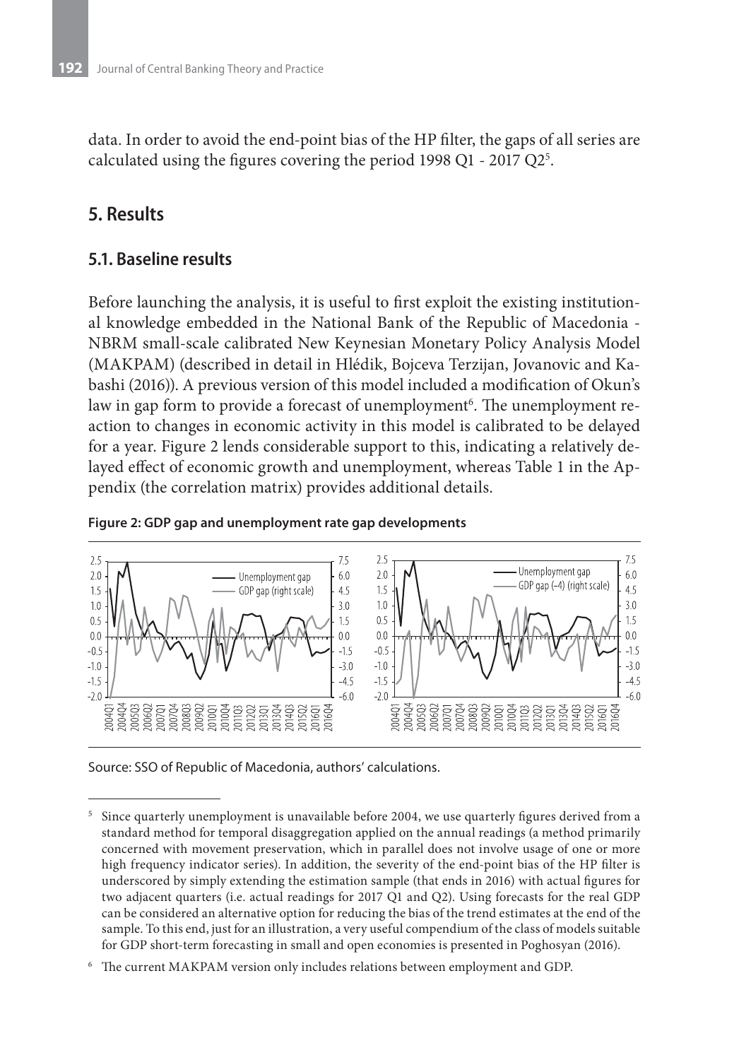data. In order to avoid the end-point bias of the HP filter, the gaps of all series are calculated using the figures covering the period 1998 Q1 - 2017 Q2[5].

## 5. Results

### 5.1. Baseline results

Before launching the analysis, it is useful to first exploit the existing institutional knowledge embedded in the National Bank of the Republic of Macedonia - NBRM small-scale calibrated New Keynesian Monetary Policy Analysis Model (MAKPAM) (described in detail in Hlédik, Bojceva Terzijan, Jovanovic and Kabashi (2016)). A previous version of this model included a modification of Okun's law in gap form to provide a forecast of unemployment[6]. The unemployment reaction to changes in economic activity in this model is calibrated to be delayed for a year. Figure 2 lends considerable support to this, indicating a relatively delayed effect of economic growth and unemployment, whereas Table 1 in the Appendix (the correlation matrix) provides additional details.

**Figure 2: GDP gap and unemployment rate gap developments**

Source: SSO of Republic of Macedonia, authors' calculations.

---

[5] Since quarterly unemployment is unavailable before 2004, we use quarterly figures derived from a standard method for temporal disaggregation applied on the annual readings (a method primarily concerned with movement preservation, which in parallel does not involve usage of one or more high frequency indicator series). In addition, the severity of the end-point bias of the HP filter is underscored by simply extending the estimation sample (that ends in 2016) with actual figures for two adjacent quarters (i.e. actual readings for 2017 Q1 and Q2). Using forecasts for the real GDP can be considered an alternative option for reducing the bias of the trend estimates at the end of the sample. To this end, just for an illustration, a very useful compendium of the class of models suitable for GDP short-term forecasting in small and open economies is presented in Poghosyan (2016).

[6] The current MAKPAM version only includes relations between employment and GDP.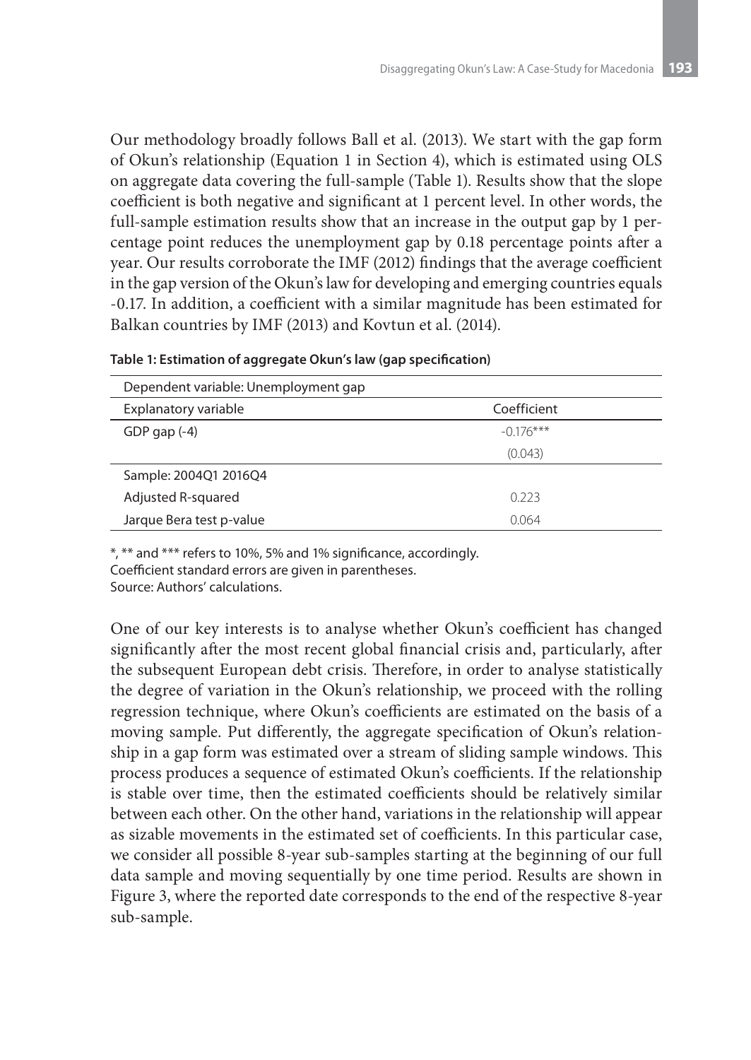Our methodology broadly follows Ball et al. (2013). We start with the gap form of Okun's relationship (Equation 1 in Section 4), which is estimated using OLS on aggregate data covering the full-sample (Table 1). Results show that the slope coefficient is both negative and significant at 1 percent level. In other words, the full-sample estimation results show that an increase in the output gap by 1 percentage point reduces the unemployment gap by 0.18 percentage points after a year. Our results corroborate the IMF (2012) findings that the average coefficient in the gap version of the Okun's law for developing and emerging countries equals -0.17. In addition, a coefficient with a similar magnitude has been estimated for Balkan countries by IMF (2013) and Kovtun et al. (2014).

**Table 1: Estimation of aggregate Okun's law (gap specification)**

| Dependent variable: Unemployment gap | |
|---|---|
| Explanatory variable | Coefficient |
| GDP gap (-4) | -0.176*** |
| | (0.043) |
| Sample: 2004Q1 2016Q4 | |
| Adjusted R-squared | 0.223 |
| Jarque Bera test p-value | 0.064 |

*, ** and *** refers to 10%, 5% and 1% significance, accordingly.
Coefficient standard errors are given in parentheses.
Source: Authors' calculations.

One of our key interests is to analyse whether Okun's coefficient has changed significantly after the most recent global financial crisis and, particularly, after the subsequent European debt crisis. Therefore, in order to analyse statistically the degree of variation in the Okun's relationship, we proceed with the rolling regression technique, where Okun's coefficients are estimated on the basis of a moving sample. Put differently, the aggregate specification of Okun's relationship in a gap form was estimated over a stream of sliding sample windows. This process produces a sequence of estimated Okun's coefficients. If the relationship is stable over time, then the estimated coefficients should be relatively similar between each other. On the other hand, variations in the relationship will appear as sizable movements in the estimated set of coefficients. In this particular case, we consider all possible 8-year sub-samples starting at the beginning of our full data sample and moving sequentially by one time period. Results are shown in Figure 3, where the reported date corresponds to the end of the respective 8-year sub-sample.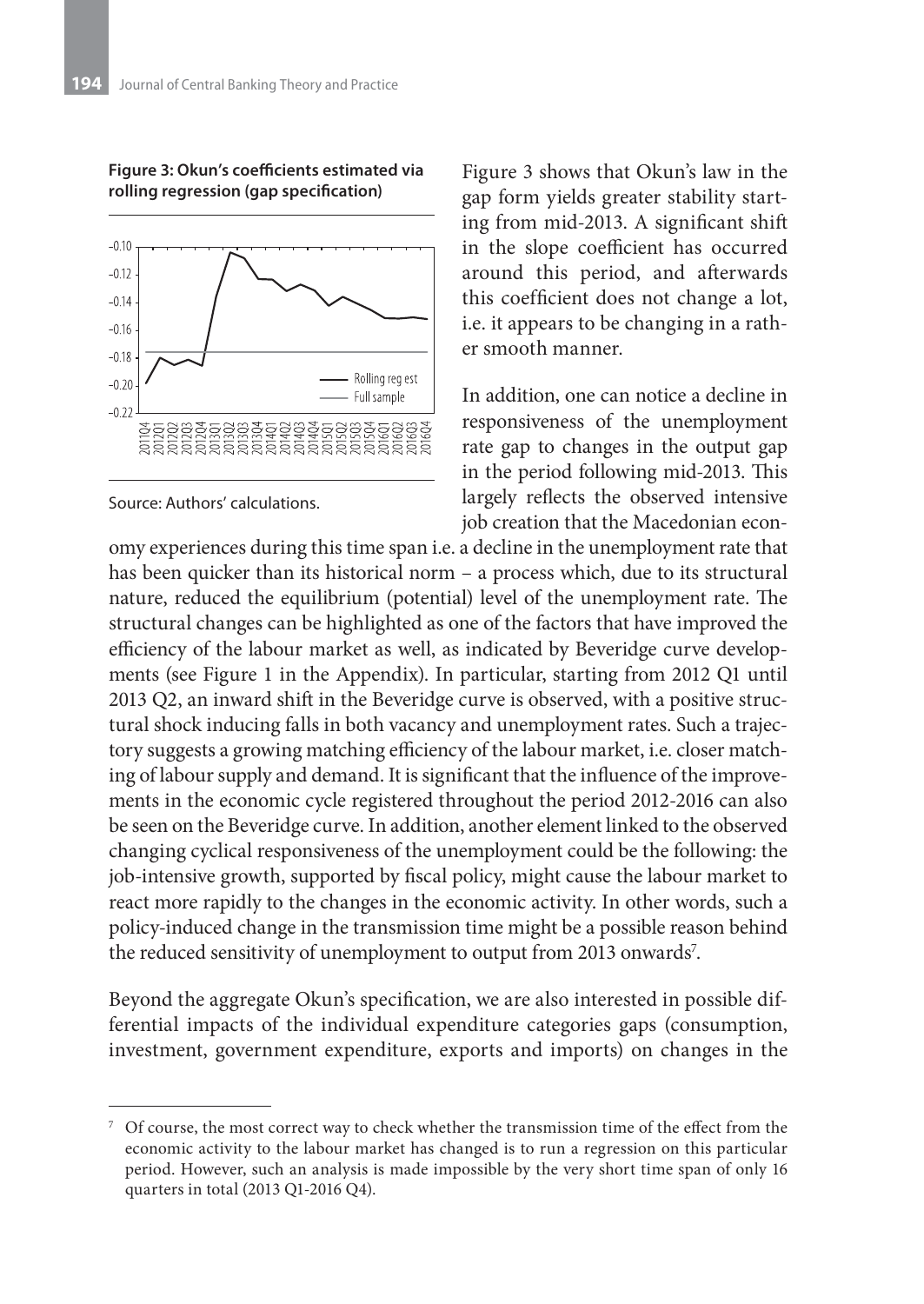**Figure 3: Okun's coefficients estimated via rolling regression (gap specification)**

Source: Authors' calculations.

Figure 3 shows that Okun's law in the gap form yields greater stability starting from mid-2013. A significant shift in the slope coefficient has occurred around this period, and afterwards this coefficient does not change a lot, i.e. it appears to be changing in a rather smooth manner.

In addition, one can notice a decline in responsiveness of the unemployment rate gap to changes in the output gap in the period following mid-2013. This largely reflects the observed intensive job creation that the Macedonian economy experiences during this time span i.e. a decline in the unemployment rate that has been quicker than its historical norm – a process which, due to its structural nature, reduced the equilibrium (potential) level of the unemployment rate. The structural changes can be highlighted as one of the factors that have improved the efficiency of the labour market as well, as indicated by Beveridge curve developments (see Figure 1 in the Appendix). In particular, starting from 2012 Q1 until 2013 Q2, an inward shift in the Beveridge curve is observed, with a positive structural shock inducing falls in both vacancy and unemployment rates. Such a trajectory suggests a growing matching efficiency of the labour market, i.e. closer matching of labour supply and demand. It is significant that the influence of the improvements in the economic cycle registered throughout the period 2012-2016 can also be seen on the Beveridge curve. In addition, another element linked to the observed changing cyclical responsiveness of the unemployment could be the following: the job-intensive growth, supported by fiscal policy, might cause the labour market to react more rapidly to the changes in the economic activity. In other words, such a policy-induced change in the transmission time might be a possible reason behind the reduced sensitivity of unemployment to output from 2013 onwards[7].

Beyond the aggregate Okun's specification, we are also interested in possible differential impacts of the individual expenditure categories gaps (consumption, investment, government expenditure, exports and imports) on changes in the

[7] Of course, the most correct way to check whether the transmission time of the effect from the economic activity to the labour market has changed is to run a regression on this particular period. However, such an analysis is made impossible by the very short time span of only 16 quarters in total (2013 Q1-2016 Q4).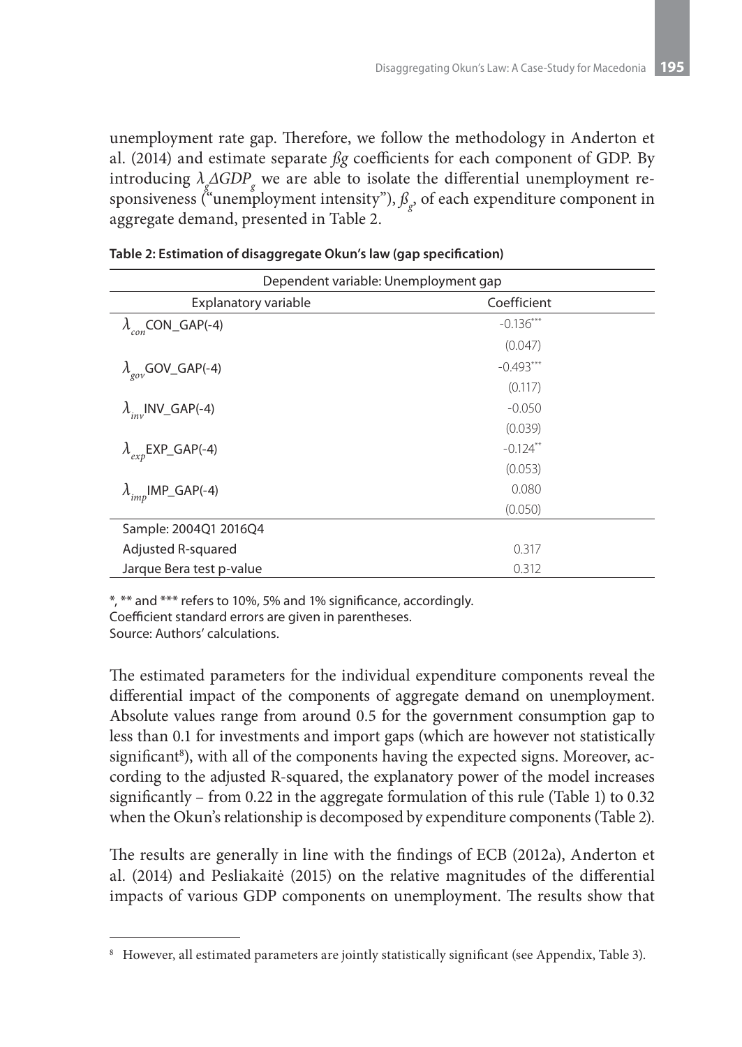unemployment rate gap. Therefore, we follow the methodology in Anderton et al. (2014) and estimate separate $ßg$ coefficients for each component of GDP. By introducing $\lambda_g \Delta GDP_g$ we are able to isolate the differential unemployment responsiveness ("unemployment intensity"), $ß_g$, of each expenditure component in aggregate demand, presented in Table 2.

**Table 2: Estimation of disaggregate Okun's law (gap specification)**

| Dependent variable: Unemployment gap | |
|---|---|
| Explanatory variable | Coefficient |
| $\lambda_{con}$CON_GAP(-4) | -0.136*** |
| | (0.047) |
| $\lambda_{gov}$GOV_GAP(-4) | -0.493*** |
| | (0.117) |
| $\lambda_{inv}$INV_GAP(-4) | -0.050 |
| | (0.039) |
| $\lambda_{exp}$EXP_GAP(-4) | -0.124** |
| | (0.053) |
| $\lambda_{imp}$IMP_GAP(-4) | 0.080 |
| | (0.050) |
| Sample: 2004Q1 2016Q4 | |
| Adjusted R-squared | 0.317 |
| Jarque Bera test p-value | 0.312 |

*, ** and *** refers to 10%, 5% and 1% significance, accordingly.
Coefficient standard errors are given in parentheses.
Source: Authors' calculations.

The estimated parameters for the individual expenditure components reveal the differential impact of the components of aggregate demand on unemployment. Absolute values range from around 0.5 for the government consumption gap to less than 0.1 for investments and import gaps (which are however not statistically significant[8]), with all of the components having the expected signs. Moreover, according to the adjusted R-squared, the explanatory power of the model increases significantly – from 0.22 in the aggregate formulation of this rule (Table 1) to 0.32 when the Okun's relationship is decomposed by expenditure components (Table 2).

The results are generally in line with the findings of ECB (2012a), Anderton et al. (2014) and Pesliakaitė (2015) on the relative magnitudes of the differential impacts of various GDP components on unemployment. The results show that

[8] However, all estimated parameters are jointly statistically significant (see Appendix, Table 3).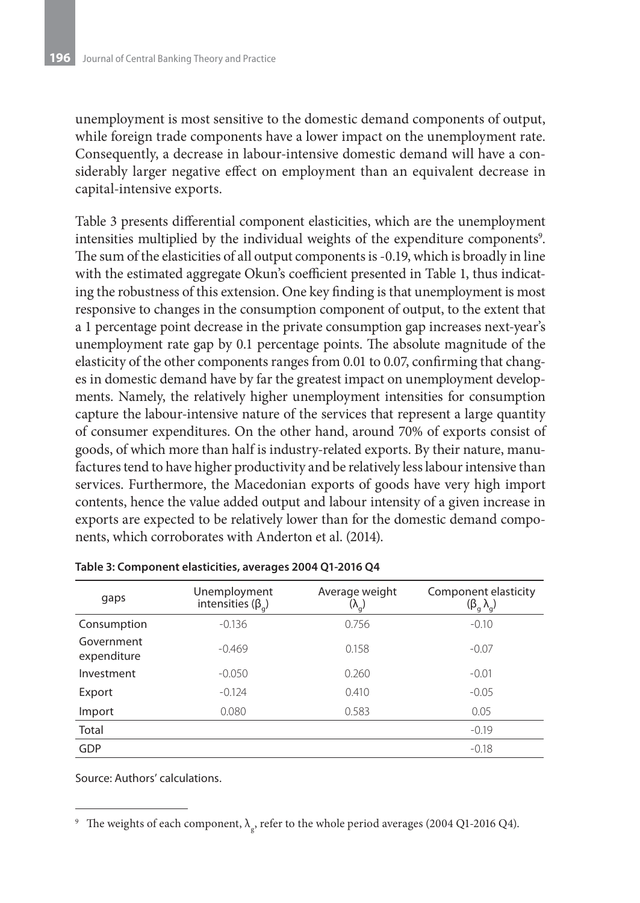unemployment is most sensitive to the domestic demand components of output, while foreign trade components have a lower impact on the unemployment rate. Consequently, a decrease in labour-intensive domestic demand will have a considerably larger negative effect on employment than an equivalent decrease in capital-intensive exports.

Table 3 presents differential component elasticities, which are the unemployment intensities multiplied by the individual weights of the expenditure components[9]. The sum of the elasticities of all output components is -0.19, which is broadly in line with the estimated aggregate Okun's coefficient presented in Table 1, thus indicating the robustness of this extension. One key finding is that unemployment is most responsive to changes in the consumption component of output, to the extent that a 1 percentage point decrease in the private consumption gap increases next-year's unemployment rate gap by 0.1 percentage points. The absolute magnitude of the elasticity of the other components ranges from 0.01 to 0.07, confirming that changes in domestic demand have by far the greatest impact on unemployment developments. Namely, the relatively higher unemployment intensities for consumption capture the labour-intensive nature of the services that represent a large quantity of consumer expenditures. On the other hand, around 70% of exports consist of goods, of which more than half is industry-related exports. By their nature, manufactures tend to have higher productivity and be relatively less labour intensive than services. Furthermore, the Macedonian exports of goods have very high import contents, hence the value added output and labour intensity of a given increase in exports are expected to be relatively lower than for the domestic demand components, which corroborates with Anderton et al. (2014).

**Table 3: Component elasticities, averages 2004 Q1-2016 Q4**

| gaps | Unemployment intensities ($\beta_g$) | Average weight ($\lambda_g$) | Component elasticity ($\beta_g \lambda_g$) |
|---|---|---|---|
| Consumption | -0.136 | 0.756 | -0.10 |
| Government expenditure | -0.469 | 0.158 | -0.07 |
| Investment | -0.050 | 0.260 | -0.01 |
| Export | -0.124 | 0.410 | -0.05 |
| Import | 0.080 | 0.583 | 0.05 |
| Total | | | -0.19 |
| GDP | | | -0.18 |

Source: Authors' calculations.

[9] The weights of each component, $\lambda_g$, refer to the whole period averages (2004 Q1-2016 Q4).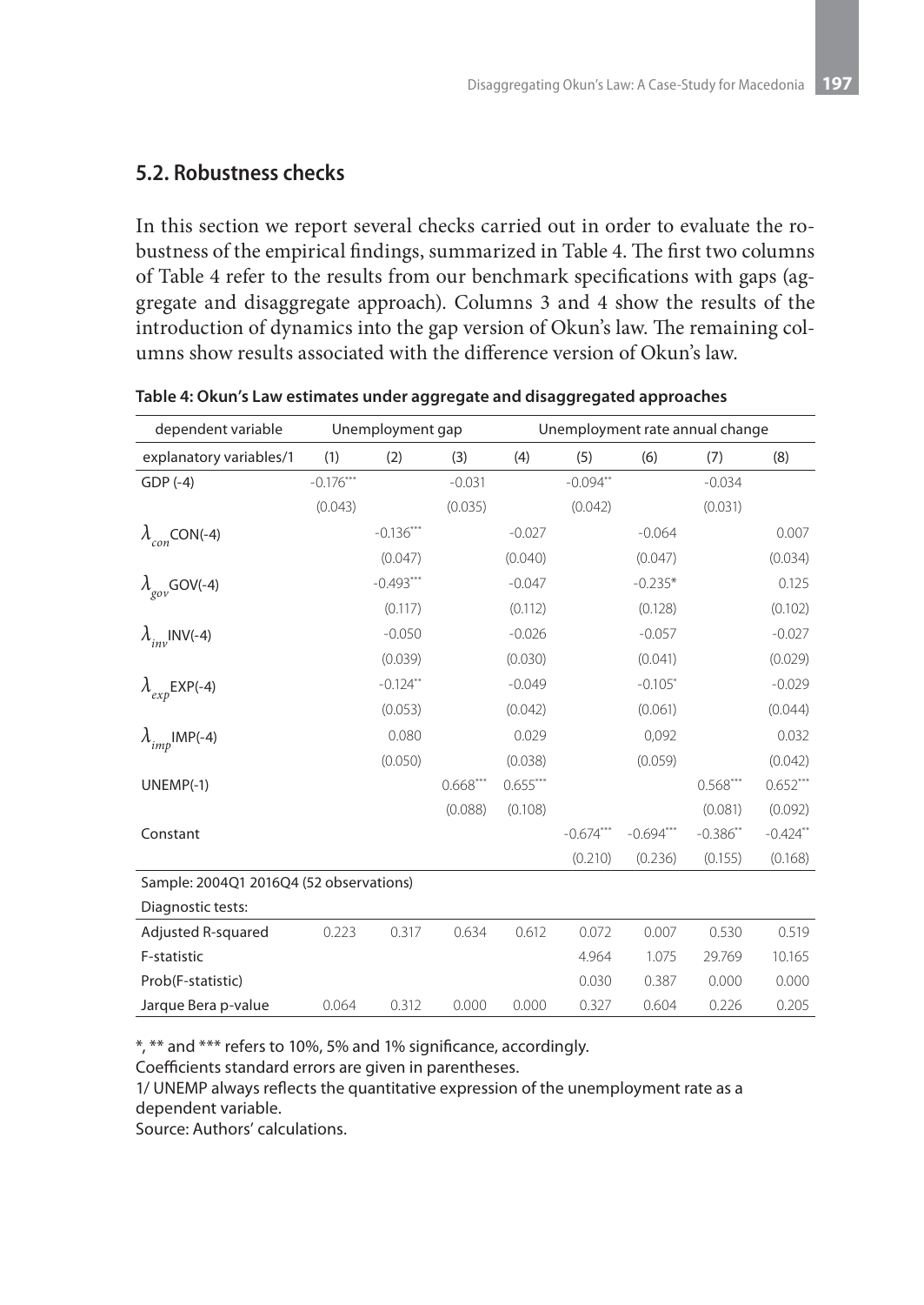## 5.2. Robustness checks

In this section we report several checks carried out in order to evaluate the robustness of the empirical findings, summarized in Table 4. The first two columns of Table 4 refer to the results from our benchmark specifications with gaps (aggregate and disaggregate approach). Columns 3 and 4 show the results of the introduction of dynamics into the gap version of Okun's law. The remaining columns show results associated with the difference version of Okun's law.

**Table 4: Okun's Law estimates under aggregate and disaggregated approaches**

| dependent variable | Unemployment gap | | | | Unemployment rate annual change | | | |
|---|---|---|---|---|---|---|---|---|
| explanatory variables/1 | (1) | (2) | (3) | (4) | (5) | (6) | (7) | (8) |
| GDP (-4) | -0.176*** | | -0.031 | | -0.094** | | -0.034 | |
| | (0.043) | | (0.035) | | (0.042) | | (0.031) | |
| $\lambda_{con}$CON(-4) | | -0.136*** | | -0.027 | | -0.064 | | 0.007 |
| | | (0.047) | | (0.040) | | (0.047) | | (0.034) |
| $\lambda_{gov}$GOV(-4) | | -0.493*** | | -0.047 | | -0.235* | | 0.125 |
| | | (0.117) | | (0.112) | | (0.128) | | (0.102) |
| $\lambda_{inv}$INV(-4) | | -0.050 | | -0.026 | | -0.057 | | -0.027 |
| | | (0.039) | | (0.030) | | (0.041) | | (0.029) |
| $\lambda_{exp}$EXP(-4) | | -0.124** | | -0.049 | | -0.105* | | -0.029 |
| | | (0.053) | | (0.042) | | (0.061) | | (0.044) |
| $\lambda_{imp}$IMP(-4) | | 0.080 | | 0.029 | | 0,092 | | 0.032 |
| | | (0.050) | | (0.038) | | (0.059) | | (0.042) |
| UNEMP(-1) | | | 0.668*** | 0.655*** | | | 0.568*** | 0.652*** |
| | | | (0.088) | (0.108) | | | (0.081) | (0.092) |
| Constant | | | | | -0.674*** | -0.694*** | -0.386** | -0.424** |
| | | | | | (0.210) | (0.236) | (0.155) | (0.168) |
| Sample: 2004Q1 2016Q4 (52 observations) | | | | | | | | |
| Diagnostic tests: | | | | | | | | |
| Adjusted R-squared | 0.223 | 0.317 | 0.634 | 0.612 | 0.072 | 0.007 | 0.530 | 0.519 |
| F-statistic | | | | | 4.964 | 1.075 | 29.769 | 10.165 |
| Prob(F-statistic) | | | | | 0.030 | 0.387 | 0.000 | 0.000 |
| Jarque Bera p-value | 0.064 | 0.312 | 0.000 | 0.000 | 0.327 | 0.604 | 0.226 | 0.205 |

*, ** and *** refers to 10%, 5% and 1% significance, accordingly.

Coefficients standard errors are given in parentheses.

1/ UNEMP always reflects the quantitative expression of the unemployment rate as a dependent variable.

Source: Authors' calculations.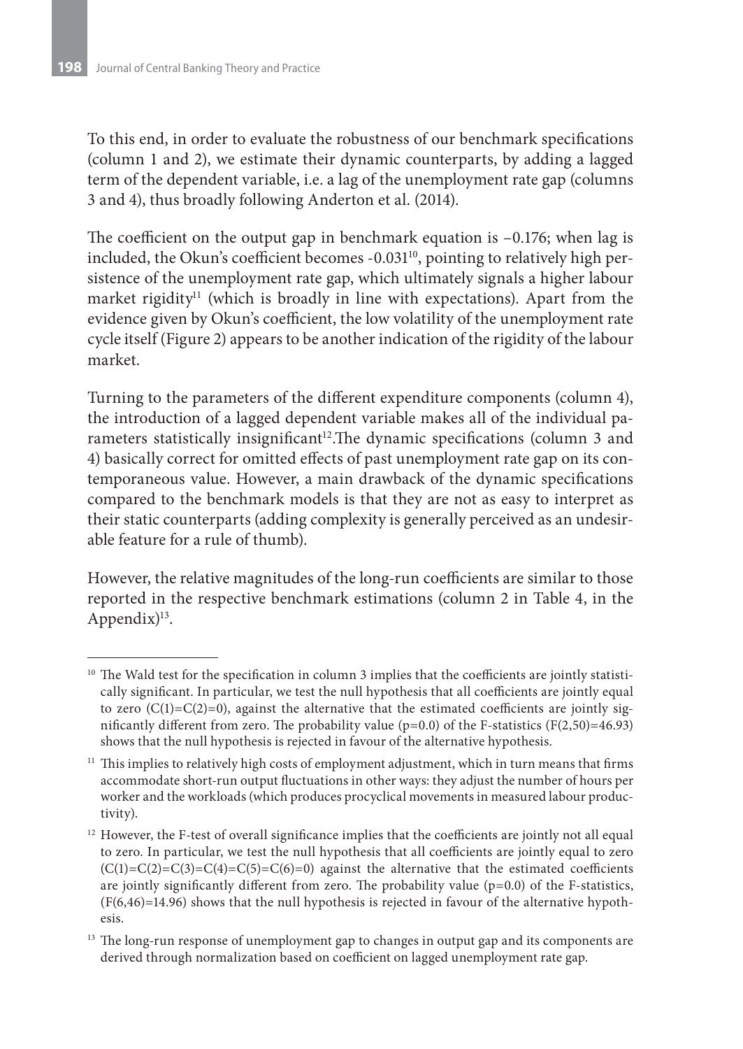To this end, in order to evaluate the robustness of our benchmark specifications (column 1 and 2), we estimate their dynamic counterparts, by adding a lagged term of the dependent variable, i.e. a lag of the unemployment rate gap (columns 3 and 4), thus broadly following Anderton et al. (2014).

The coefficient on the output gap in benchmark equation is –0.176; when lag is included, the Okun's coefficient becomes -0.031[10], pointing to relatively high persistence of the unemployment rate gap, which ultimately signals a higher labour market rigidity[11] (which is broadly in line with expectations). Apart from the evidence given by Okun's coefficient, the low volatility of the unemployment rate cycle itself (Figure 2) appears to be another indication of the rigidity of the labour market.

Turning to the parameters of the different expenditure components (column 4), the introduction of a lagged dependent variable makes all of the individual parameters statistically insignificant[12].The dynamic specifications (column 3 and 4) basically correct for omitted effects of past unemployment rate gap on its contemporaneous value. However, a main drawback of the dynamic specifications compared to the benchmark models is that they are not as easy to interpret as their static counterparts (adding complexity is generally perceived as an undesirable feature for a rule of thumb).

However, the relative magnitudes of the long-run coefficients are similar to those reported in the respective benchmark estimations (column 2 in Table 4, in the Appendix)[13].

---

[10] The Wald test for the specification in column 3 implies that the coefficients are jointly statistically significant. In particular, we test the null hypothesis that all coefficients are jointly equal to zero ($C(1)=C(2)=0$), against the alternative that the estimated coefficients are jointly significantly different from zero. The probability value ($p=0.0$) of the F-statistics ($F(2,50)=46.93$) shows that the null hypothesis is rejected in favour of the alternative hypothesis.

[11] This implies to relatively high costs of employment adjustment, which in turn means that firms accommodate short-run output fluctuations in other ways: they adjust the number of hours per worker and the workloads (which produces procyclical movements in measured labour productivity).

[12] However, the F-test of overall significance implies that the coefficients are jointly not all equal to zero. In particular, we test the null hypothesis that all coefficients are jointly equal to zero ($C(1)=C(2)=C(3)=C(4)=C(5)=C(6)=0$) against the alternative that the estimated coefficients are jointly significantly different from zero. The probability value ($p=0.0$) of the F-statistics, ($F(6,46)=14.96$) shows that the null hypothesis is rejected in favour of the alternative hypothesis.

[13] The long-run response of unemployment gap to changes in output gap and its components are derived through normalization based on coefficient on lagged unemployment rate gap.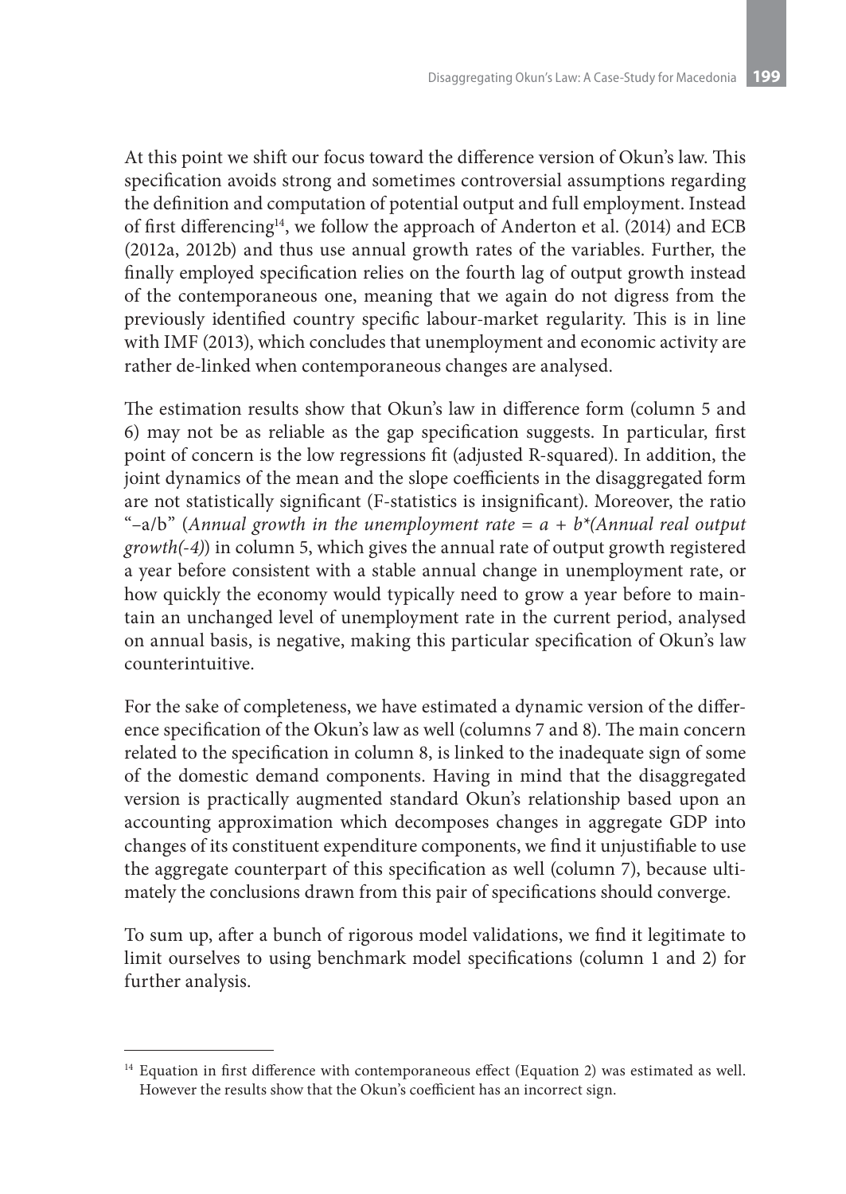At this point we shift our focus toward the difference version of Okun's law. This specification avoids strong and sometimes controversial assumptions regarding the definition and computation of potential output and full employment. Instead of first differencing[14], we follow the approach of Anderton et al. (2014) and ECB (2012a, 2012b) and thus use annual growth rates of the variables. Further, the finally employed specification relies on the fourth lag of output growth instead of the contemporaneous one, meaning that we again do not digress from the previously identified country specific labour-market regularity. This is in line with IMF (2013), which concludes that unemployment and economic activity are rather de-linked when contemporaneous changes are analysed.

The estimation results show that Okun's law in difference form (column 5 and 6) may not be as reliable as the gap specification suggests. In particular, first point of concern is the low regressions fit (adjusted R-squared). In addition, the joint dynamics of the mean and the slope coefficients in the disaggregated form are not statistically significant (F-statistics is insignificant). Moreover, the ratio "–a/b" (*Annual growth in the unemployment rate = a + b\*(Annual real output growth(-4)*) in column 5, which gives the annual rate of output growth registered a year before consistent with a stable annual change in unemployment rate, or how quickly the economy would typically need to grow a year before to maintain an unchanged level of unemployment rate in the current period, analysed on annual basis, is negative, making this particular specification of Okun's law counterintuitive.

For the sake of completeness, we have estimated a dynamic version of the difference specification of the Okun's law as well (columns 7 and 8). The main concern related to the specification in column 8, is linked to the inadequate sign of some of the domestic demand components. Having in mind that the disaggregated version is practically augmented standard Okun's relationship based upon an accounting approximation which decomposes changes in aggregate GDP into changes of its constituent expenditure components, we find it unjustifiable to use the aggregate counterpart of this specification as well (column 7), because ultimately the conclusions drawn from this pair of specifications should converge.

To sum up, after a bunch of rigorous model validations, we find it legitimate to limit ourselves to using benchmark model specifications (column 1 and 2) for further analysis.

---

[14] Equation in first difference with contemporaneous effect (Equation 2) was estimated as well. However the results show that the Okun's coefficient has an incorrect sign.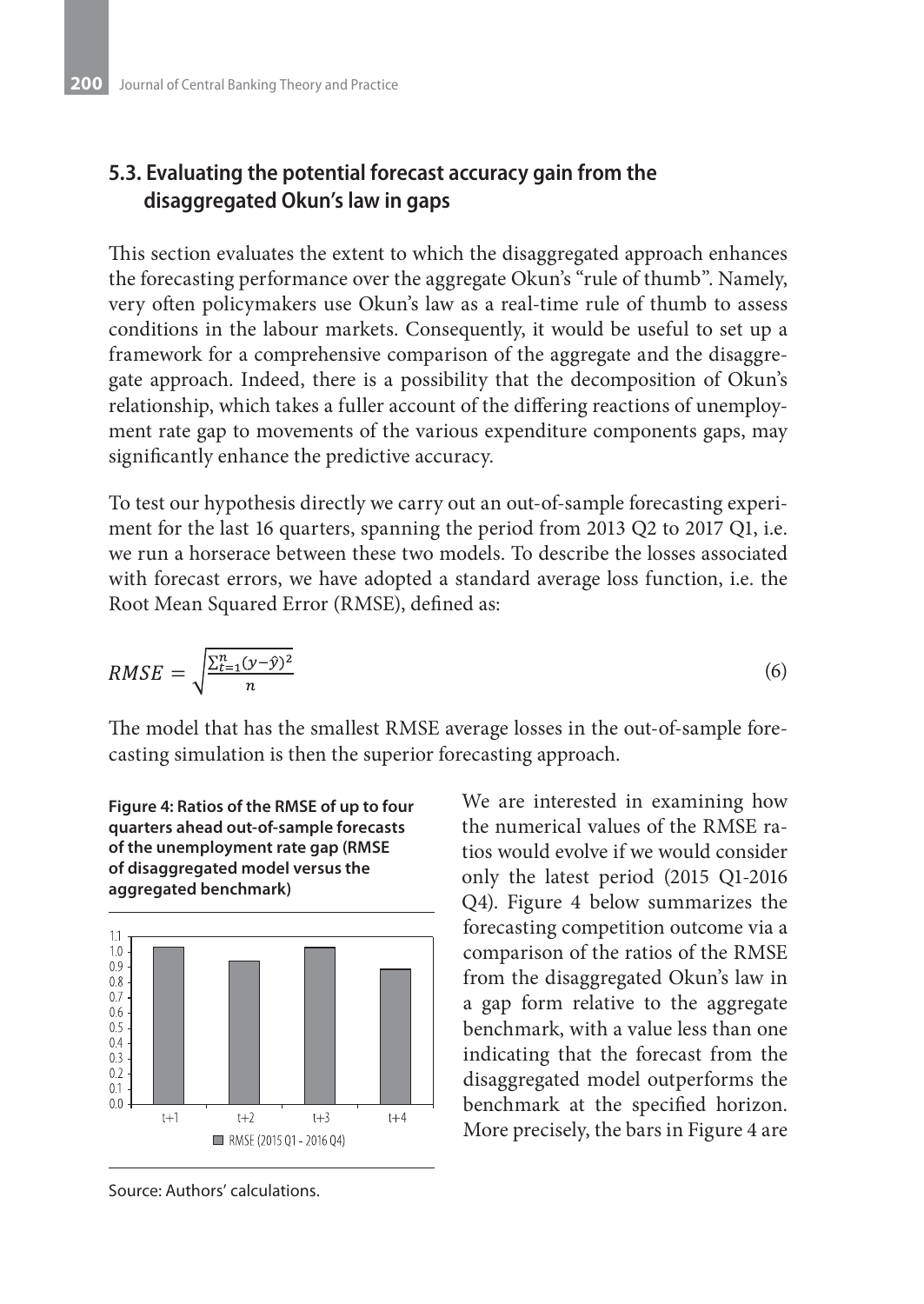### 5.3. Evaluating the potential forecast accuracy gain from the disaggregated Okun's law in gaps

This section evaluates the extent to which the disaggregated approach enhances the forecasting performance over the aggregate Okun's "rule of thumb". Namely, very often policymakers use Okun's law as a real-time rule of thumb to assess conditions in the labour markets. Consequently, it would be useful to set up a framework for a comprehensive comparison of the aggregate and the disaggregate approach. Indeed, there is a possibility that the decomposition of Okun's relationship, which takes a fuller account of the differing reactions of unemployment rate gap to movements of the various expenditure components gaps, may significantly enhance the predictive accuracy.

To test our hypothesis directly we carry out an out-of-sample forecasting experiment for the last 16 quarters, spanning the period from 2013 Q2 to 2017 Q1, i.e. we run a horserace between these two models. To describe the losses associated with forecast errors, we have adopted a standard average loss function, i.e. the Root Mean Squared Error (RMSE), defined as:

$$RMSE = \sqrt{\frac{\sum_{t=1}^{n}(y-\hat{y})^2}{n}} \tag{6}$$

The model that has the smallest RMSE average losses in the out-of-sample forecasting simulation is then the superior forecasting approach.

**Figure 4: Ratios of the RMSE of up to four quarters ahead out-of-sample forecasts of the unemployment rate gap (RMSE of disaggregated model versus the aggregated benchmark)**

Source: Authors' calculations.

We are interested in examining how the numerical values of the RMSE ratios would evolve if we would consider only the latest period (2015 Q1-2016 Q4). Figure 4 below summarizes the forecasting competition outcome via a comparison of the ratios of the RMSE from the disaggregated Okun's law in a gap form relative to the aggregate benchmark, with a value less than one indicating that the forecast from the disaggregated model outperforms the benchmark at the specified horizon. More precisely, the bars in Figure 4 are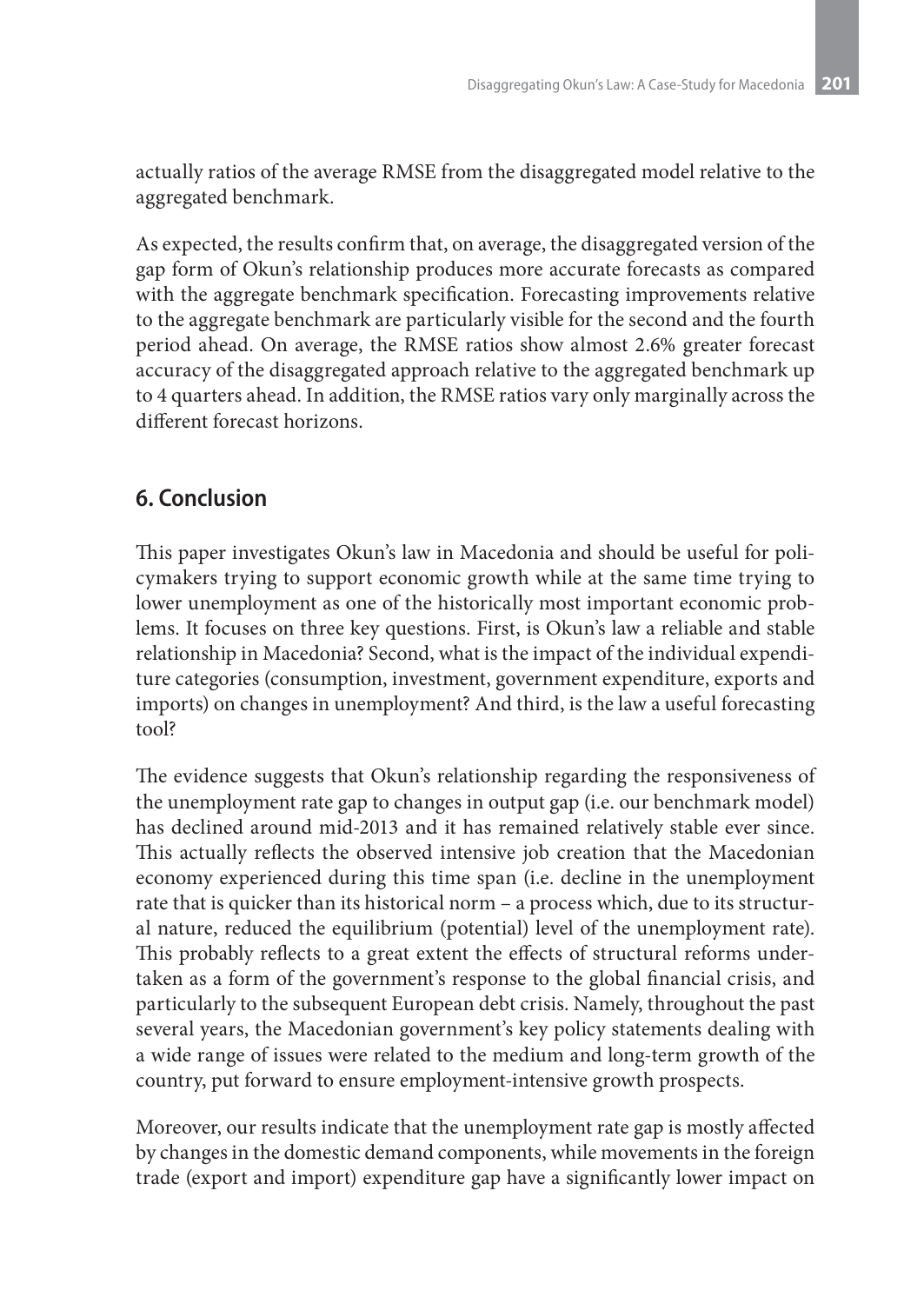actually ratios of the average RMSE from the disaggregated model relative to the aggregated benchmark.

As expected, the results confirm that, on average, the disaggregated version of the gap form of Okun's relationship produces more accurate forecasts as compared with the aggregate benchmark specification. Forecasting improvements relative to the aggregate benchmark are particularly visible for the second and the fourth period ahead. On average, the RMSE ratios show almost 2.6% greater forecast accuracy of the disaggregated approach relative to the aggregated benchmark up to 4 quarters ahead. In addition, the RMSE ratios vary only marginally across the different forecast horizons.

## 6. Conclusion

This paper investigates Okun's law in Macedonia and should be useful for policymakers trying to support economic growth while at the same time trying to lower unemployment as one of the historically most important economic problems. It focuses on three key questions. First, is Okun's law a reliable and stable relationship in Macedonia? Second, what is the impact of the individual expenditure categories (consumption, investment, government expenditure, exports and imports) on changes in unemployment? And third, is the law a useful forecasting tool?

The evidence suggests that Okun's relationship regarding the responsiveness of the unemployment rate gap to changes in output gap (i.e. our benchmark model) has declined around mid-2013 and it has remained relatively stable ever since. This actually reflects the observed intensive job creation that the Macedonian economy experienced during this time span (i.e. decline in the unemployment rate that is quicker than its historical norm – a process which, due to its structural nature, reduced the equilibrium (potential) level of the unemployment rate). This probably reflects to a great extent the effects of structural reforms undertaken as a form of the government's response to the global financial crisis, and particularly to the subsequent European debt crisis. Namely, throughout the past several years, the Macedonian government's key policy statements dealing with a wide range of issues were related to the medium and long-term growth of the country, put forward to ensure employment-intensive growth prospects.

Moreover, our results indicate that the unemployment rate gap is mostly affected by changes in the domestic demand components, while movements in the foreign trade (export and import) expenditure gap have a significantly lower impact on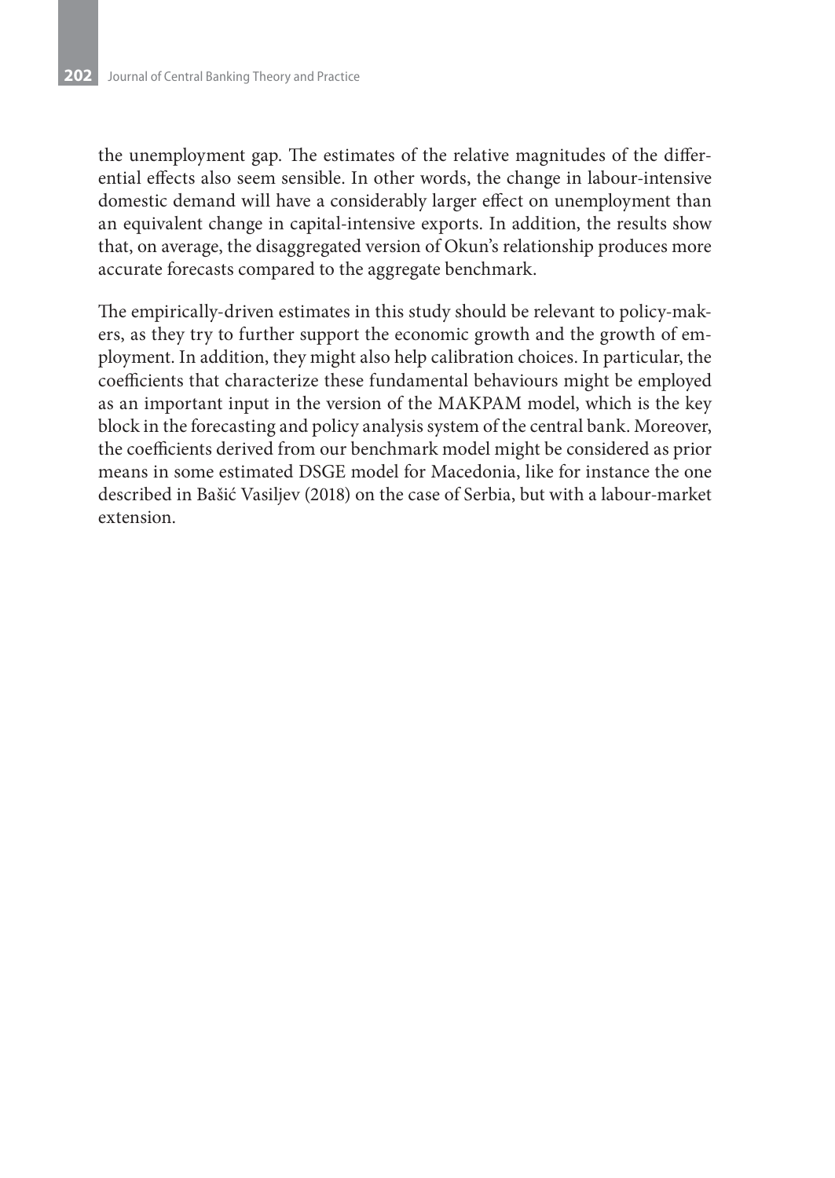the unemployment gap. The estimates of the relative magnitudes of the differential effects also seem sensible. In other words, the change in labour-intensive domestic demand will have a considerably larger effect on unemployment than an equivalent change in capital-intensive exports. In addition, the results show that, on average, the disaggregated version of Okun's relationship produces more accurate forecasts compared to the aggregate benchmark.

The empirically-driven estimates in this study should be relevant to policy-makers, as they try to further support the economic growth and the growth of employment. In addition, they might also help calibration choices. In particular, the coefficients that characterize these fundamental behaviours might be employed as an important input in the version of the MAKPAM model, which is the key block in the forecasting and policy analysis system of the central bank. Moreover, the coefficients derived from our benchmark model might be considered as prior means in some estimated DSGE model for Macedonia, like for instance the one described in Bašić Vasiljev (2018) on the case of Serbia, but with a labour-market extension.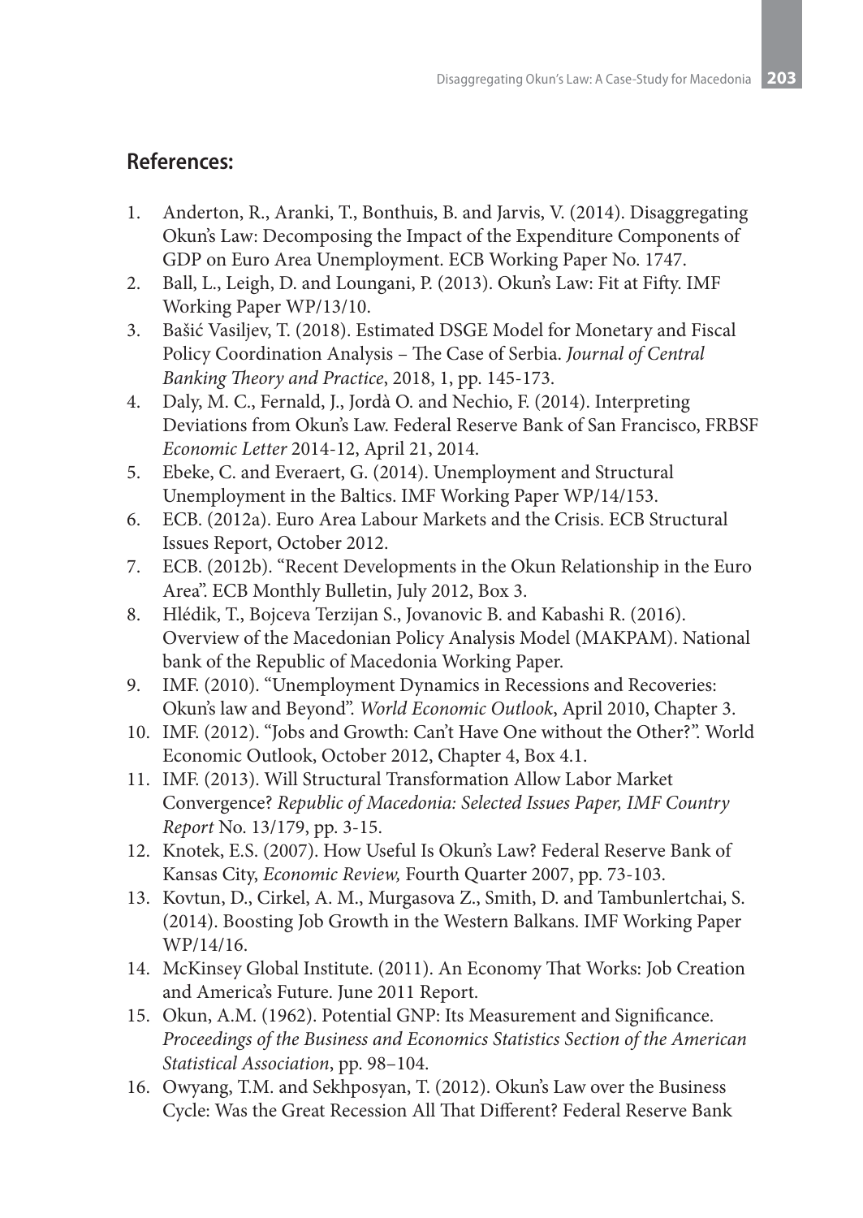## References:

1. Anderton, R., Aranki, T., Bonthuis, B. and Jarvis, V. (2014). Disaggregating Okun's Law: Decomposing the Impact of the Expenditure Components of GDP on Euro Area Unemployment. ECB Working Paper No. 1747.
2. Ball, L., Leigh, D. and Loungani, P. (2013). Okun's Law: Fit at Fifty. IMF Working Paper WP/13/10.
3. Bašić Vasiljev, T. (2018). Estimated DSGE Model for Monetary and Fiscal Policy Coordination Analysis – The Case of Serbia. *Journal of Central Banking Theory and Practice*, 2018, 1, pp. 145-173.
4. Daly, M. C., Fernald, J., Jordà O. and Nechio, F. (2014). Interpreting Deviations from Okun's Law. Federal Reserve Bank of San Francisco, FRBSF *Economic Letter* 2014-12, April 21, 2014.
5. Ebeke, C. and Everaert, G. (2014). Unemployment and Structural Unemployment in the Baltics. IMF Working Paper WP/14/153.
6. ECB. (2012a). Euro Area Labour Markets and the Crisis. ECB Structural Issues Report, October 2012.
7. ECB. (2012b). "Recent Developments in the Okun Relationship in the Euro Area". ECB Monthly Bulletin, July 2012, Box 3.
8. Hlédik, T., Bojceva Terzijan S., Jovanovic B. and Kabashi R. (2016). Overview of the Macedonian Policy Analysis Model (MAKPAM). National bank of the Republic of Macedonia Working Paper.
9. IMF. (2010). "Unemployment Dynamics in Recessions and Recoveries: Okun's law and Beyond". *World Economic Outlook*, April 2010, Chapter 3.
10. IMF. (2012). "Jobs and Growth: Can't Have One without the Other?". World Economic Outlook, October 2012, Chapter 4, Box 4.1.
11. IMF. (2013). Will Structural Transformation Allow Labor Market Convergence? *Republic of Macedonia: Selected Issues Paper, IMF Country Report* No. 13/179, pp. 3-15.
12. Knotek, E.S. (2007). How Useful Is Okun's Law? Federal Reserve Bank of Kansas City, *Economic Review,* Fourth Quarter 2007, pp. 73-103.
13. Kovtun, D., Cirkel, A. M., Murgasova Z., Smith, D. and Tambunlertchai, S. (2014). Boosting Job Growth in the Western Balkans. IMF Working Paper WP/14/16.
14. McKinsey Global Institute. (2011). An Economy That Works: Job Creation and America's Future. June 2011 Report.
15. Okun, A.M. (1962). Potential GNP: Its Measurement and Significance. *Proceedings of the Business and Economics Statistics Section of the American Statistical Association*, pp. 98–104.
16. Owyang, T.M. and Sekhposyan, T. (2012). Okun's Law over the Business Cycle: Was the Great Recession All That Different? Federal Reserve Bank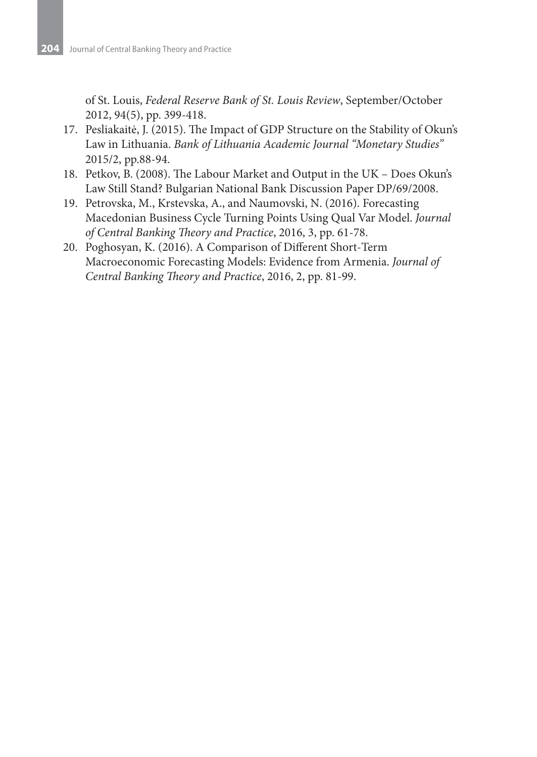of St. Louis, *Federal Reserve Bank of St. Louis Review*, September/October 2012, 94(5), pp. 399-418.

17. Pesliakaitė, J. (2015). The Impact of GDP Structure on the Stability of Okun's Law in Lithuania. *Bank of Lithuania Academic Journal "Monetary Studies"* 2015/2, pp.88-94.
18. Petkov, B. (2008). The Labour Market and Output in the UK – Does Okun's Law Still Stand? Bulgarian National Bank Discussion Paper DP/69/2008.
19. Petrovska, M., Krstevska, A., and Naumovski, N. (2016). Forecasting Macedonian Business Cycle Turning Points Using Qual Var Model. *Journal of Central Banking Theory and Practice*, 2016, 3, pp. 61-78.
20. Poghosyan, K. (2016). A Comparison of Different Short-Term Macroeconomic Forecasting Models: Evidence from Armenia. *Journal of Central Banking Theory and Practice*, 2016, 2, pp. 81-99.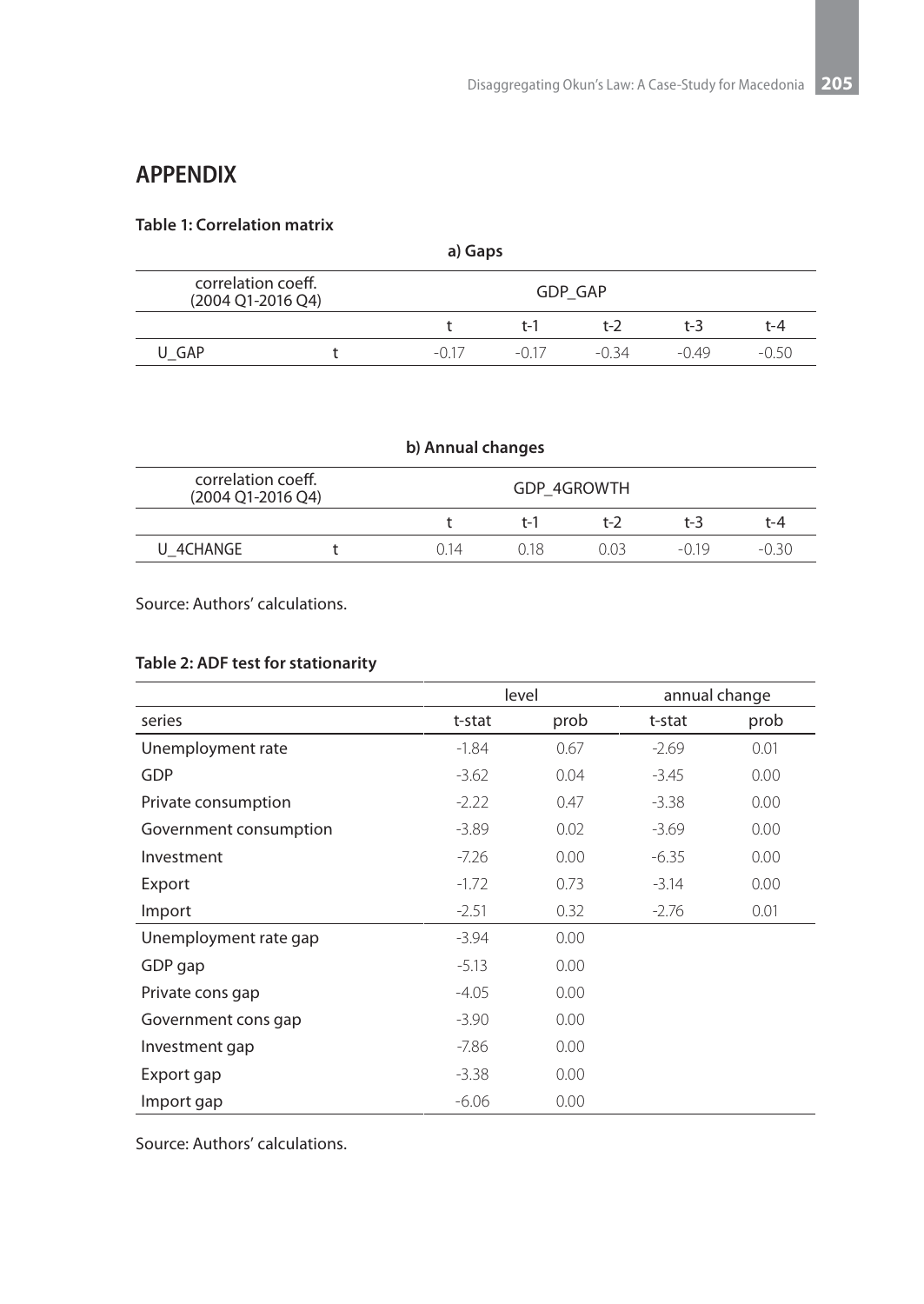## APPENDIX

**Table 1: Correlation matrix**

**a) Gaps**

| correlation coeff. (2004 Q1-2016 Q4) | | GDP_GAP | | | | |
|---|---|---|---|---|---|---|
| | | t | t-1 | t-2 | t-3 | t-4 |
| U_GAP | t | -0.17 | -0.17 | -0.34 | -0.49 | -0.50 |

**b) Annual changes**

| correlation coeff. (2004 Q1-2016 Q4) | | GDP_4GROWTH | | | | |
|---|---|---|---|---|---|---|
| | | t | t-1 | t-2 | t-3 | t-4 |
| U_4CHANGE | t | 0.14 | 0.18 | 0.03 | -0.19 | -0.30 |

Source: Authors' calculations.

**Table 2: ADF test for stationarity**

| | level | | annual change | |
|---|---|---|---|---|
| series | t-stat | prob | t-stat | prob |
| Unemployment rate | -1.84 | 0.67 | -2.69 | 0.01 |
| GDP | -3.62 | 0.04 | -3.45 | 0.00 |
| Private consumption | -2.22 | 0.47 | -3.38 | 0.00 |
| Government consumption | -3.89 | 0.02 | -3.69 | 0.00 |
| Investment | -7.26 | 0.00 | -6.35 | 0.00 |
| Export | -1.72 | 0.73 | -3.14 | 0.00 |
| Import | -2.51 | 0.32 | -2.76 | 0.01 |
| Unemployment rate gap | -3.94 | 0.00 | | |
| GDP gap | -5.13 | 0.00 | | |
| Private cons gap | -4.05 | 0.00 | | |
| Government cons gap | -3.90 | 0.00 | | |
| Investment gap | -7.86 | 0.00 | | |
| Export gap | -3.38 | 0.00 | | |
| Import gap | -6.06 | 0.00 | | |

Source: Authors' calculations.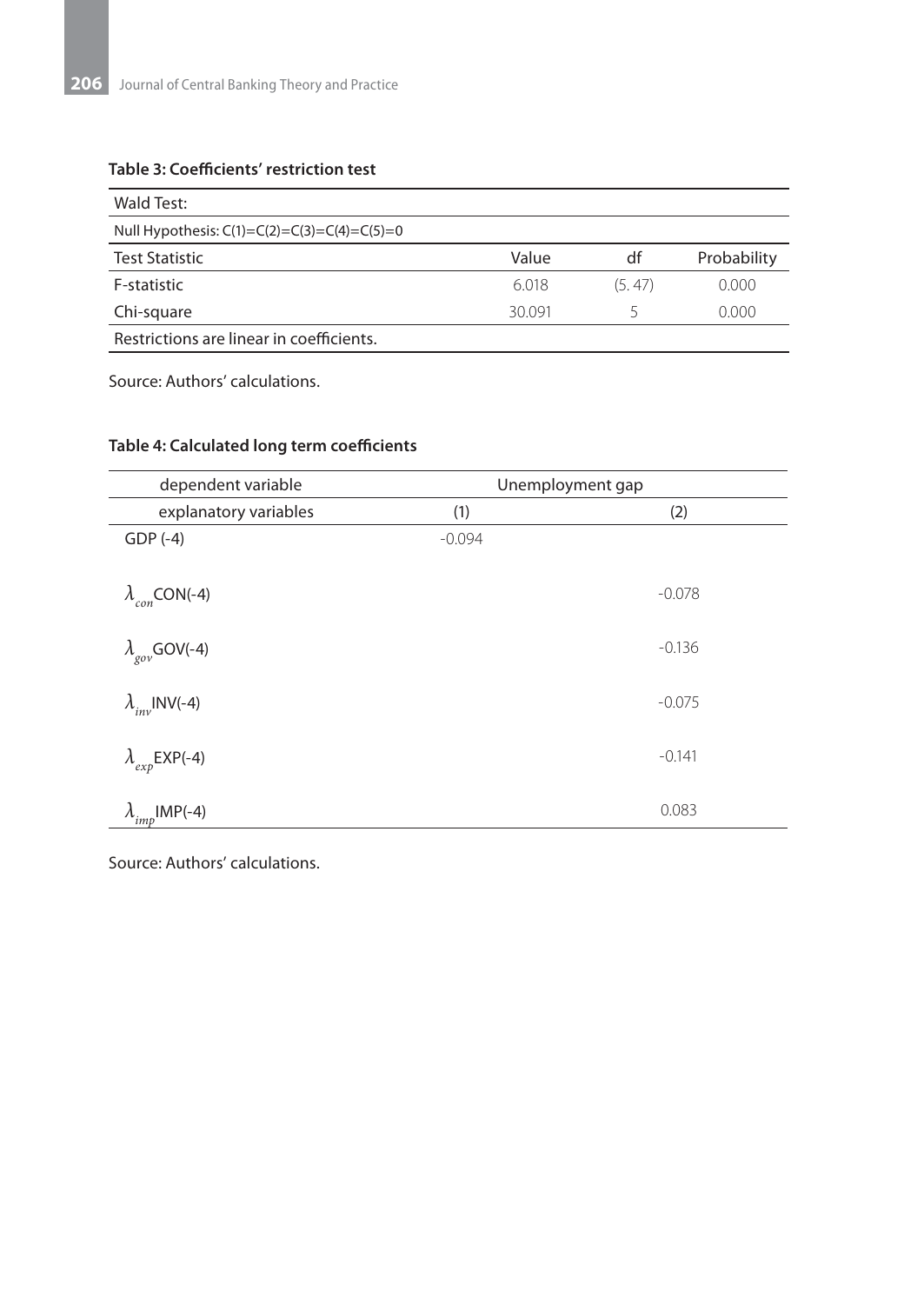**Table 3: Coefficients' restriction test**

| Wald Test: | | | |
|---|---|---|---|
| Null Hypothesis: C(1)=C(2)=C(3)=C(4)=C(5)=0 | | | |
| Test Statistic | Value | df | Probability |
| F-statistic | 6.018 | (5. 47) | 0.000 |
| Chi-square | 30.091 | 5 | 0.000 |
| Restrictions are linear in coefficients. | | | |

Source: Authors' calculations.

**Table 4: Calculated long term coefficients**

| dependent variable | Unemployment gap | |
|---|---|---|
| explanatory variables | (1) | (2) |
| GDP (-4) | -0.094 | |
| $\lambda_{con}$CON(-4) | | -0.078 |
| $\lambda_{gov}$GOV(-4) | | -0.136 |
| $\lambda_{inv}$INV(-4) | | -0.075 |
| $\lambda_{exp}$EXP(-4) | | -0.141 |
| $\lambda_{imp}$IMP(-4) | | 0.083 |

Source: Authors' calculations.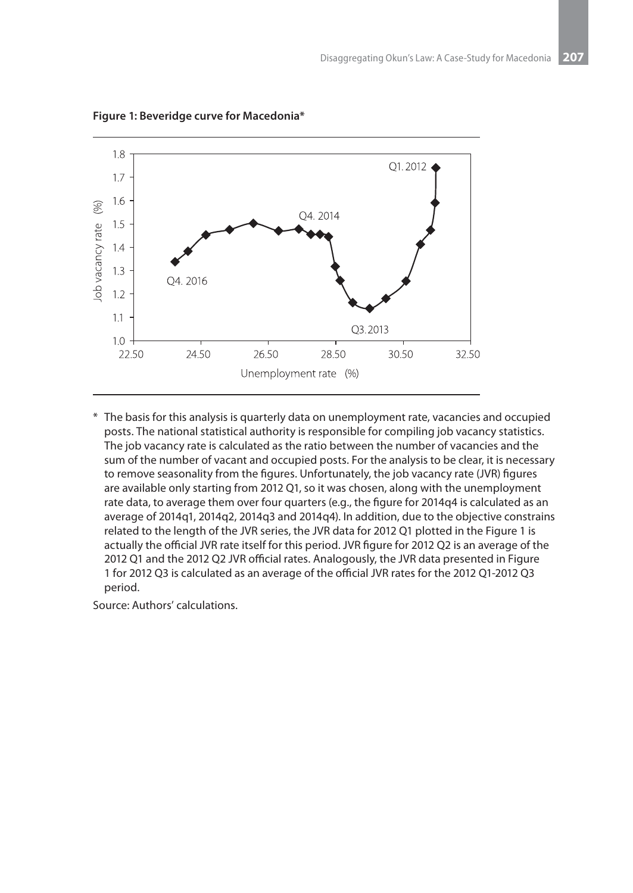**Figure 1: Beveridge curve for Macedonia***

Job vacancy rate (%)

1.8
1.7
1.6
1.5
1.4
1.3
1.2
1.1
1.0

Q1. 2012
Q4. 2014
Q4. 2016
Q3. 2013

22.50 24.50 26.50 28.50 30.50 32.50

Unemployment rate (%)

\* The basis for this analysis is quarterly data on unemployment rate, vacancies and occupied posts. The national statistical authority is responsible for compiling job vacancy statistics. The job vacancy rate is calculated as the ratio between the number of vacancies and the sum of the number of vacant and occupied posts. For the analysis to be clear, it is necessary to remove seasonality from the figures. Unfortunately, the job vacancy rate (JVR) figures are available only starting from 2012 Q1, so it was chosen, along with the unemployment rate data, to average them over four quarters (e.g., the figure for 2014q4 is calculated as an average of 2014q1, 2014q2, 2014q3 and 2014q4). In addition, due to the objective constrains related to the length of the JVR series, the JVR data for 2012 Q1 plotted in the Figure 1 is actually the official JVR rate itself for this period. JVR figure for 2012 Q2 is an average of the 2012 Q1 and the 2012 Q2 JVR official rates. Analogously, the JVR data presented in Figure 1 for 2012 Q3 is calculated as an average of the official JVR rates for the 2012 Q1-2012 Q3 period.

Source: Authors' calculations.